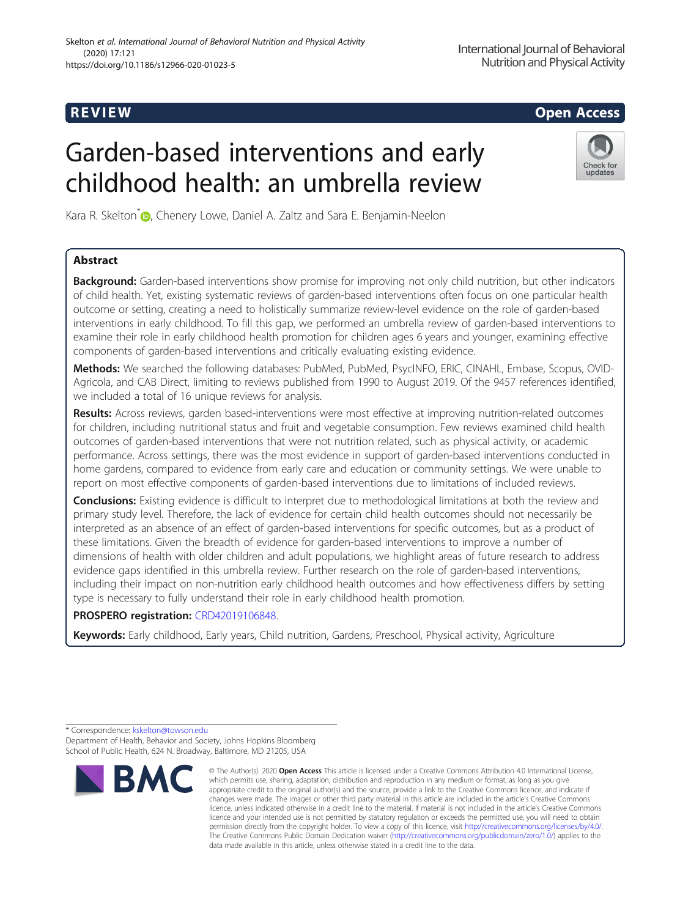REVIEW

Open Access

# Garden-based interventions and early childhood health: an umbrella review

Kara R. Skelton*, Chenery Lowe, Daniel A. Zaltz and Sara E. Benjamin-Neelon

## Abstract

**Background:** Garden-based interventions show promise for improving not only child nutrition, but other indicators of child health. Yet, existing systematic reviews of garden-based interventions often focus on one particular health outcome or setting, creating a need to holistically summarize review-level evidence on the role of garden-based interventions in early childhood. To fill this gap, we performed an umbrella review of garden-based interventions to examine their role in early childhood health promotion for children ages 6 years and younger, examining effective components of garden-based interventions and critically evaluating existing evidence.

**Methods:** We searched the following databases: PubMed, PubMed, PsycINFO, ERIC, CINAHL, Embase, Scopus, OVID-Agricola, and CAB Direct, limiting to reviews published from 1990 to August 2019. Of the 9457 references identified, we included a total of 16 unique reviews for analysis.

**Results:** Across reviews, garden based-interventions were most effective at improving nutrition-related outcomes for children, including nutritional status and fruit and vegetable consumption. Few reviews examined child health outcomes of garden-based interventions that were not nutrition related, such as physical activity, or academic performance. Across settings, there was the most evidence in support of garden-based interventions conducted in home gardens, compared to evidence from early care and education or community settings. We were unable to report on most effective components of garden-based interventions due to limitations of included reviews.

**Conclusions:** Existing evidence is difficult to interpret due to methodological limitations at both the review and primary study level. Therefore, the lack of evidence for certain child health outcomes should not necessarily be interpreted as an absence of an effect of garden-based interventions for specific outcomes, but as a product of these limitations. Given the breadth of evidence for garden-based interventions to improve a number of dimensions of health with older children and adult populations, we highlight areas of future research to address evidence gaps identified in this umbrella review. Further research on the role of garden-based interventions, including their impact on non-nutrition early childhood health outcomes and how effectiveness differs by setting type is necessary to fully understand their role in early childhood health promotion.

**PROSPERO registration:** CRD42019106848.

**Keywords:** Early childhood, Early years, Child nutrition, Gardens, Preschool, Physical activity, Agriculture

---

* Correspondence: kskelton@towson.edu
Department of Health, Behavior and Society, Johns Hopkins Bloomberg School of Public Health, 624 N. Broadway, Baltimore, MD 21205, USA

© The Author(s). 2020 **Open Access** This article is licensed under a Creative Commons Attribution 4.0 International License, which permits use, sharing, adaptation, distribution and reproduction in any medium or format, as long as you give appropriate credit to the original author(s) and the source, provide a link to the Creative Commons licence, and indicate if changes were made. The images or other third party material in this article are included in the article's Creative Commons licence, unless indicated otherwise in a credit line to the material. If material is not included in the article's Creative Commons licence and your intended use is not permitted by statutory regulation or exceeds the permitted use, you will need to obtain permission directly from the copyright holder. To view a copy of this licence, visit http://creativecommons.org/licenses/by/4.0/. The Creative Commons Public Domain Dedication waiver (http://creativecommons.org/publicdomain/zero/1.0/) applies to the data made available in this article, unless otherwise stated in a credit line to the data.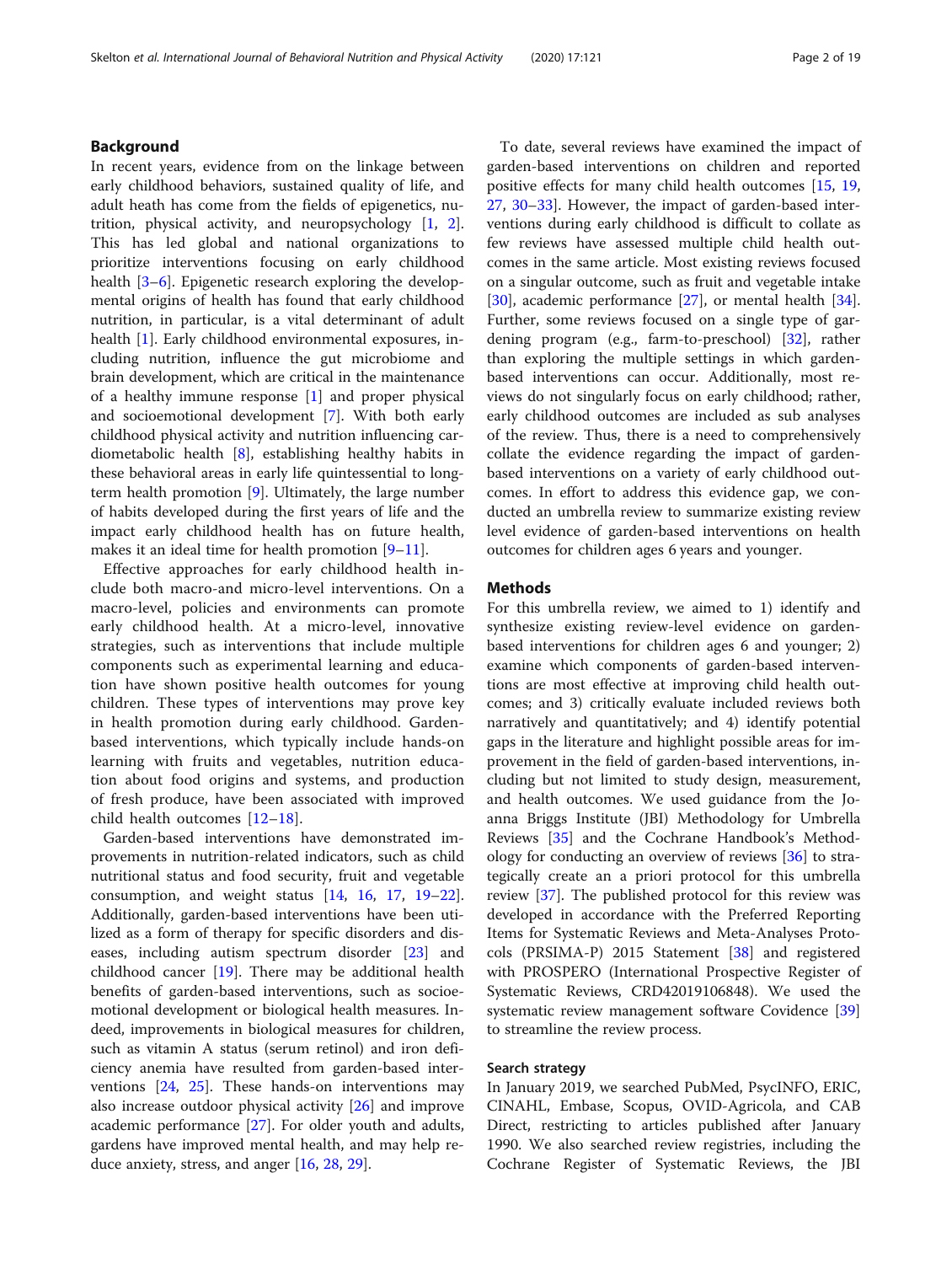## Background

In recent years, evidence from on the linkage between early childhood behaviors, sustained quality of life, and adult heath has come from the fields of epigenetics, nutrition, physical activity, and neuropsychology [1, 2]. This has led global and national organizations to prioritize interventions focusing on early childhood health [3–6]. Epigenetic research exploring the developmental origins of health has found that early childhood nutrition, in particular, is a vital determinant of adult health [1]. Early childhood environmental exposures, including nutrition, influence the gut microbiome and brain development, which are critical in the maintenance of a healthy immune response [1] and proper physical and socioemotional development [7]. With both early childhood physical activity and nutrition influencing cardiometabolic health [8], establishing healthy habits in these behavioral areas in early life quintessential to long-term health promotion [9]. Ultimately, the large number of habits developed during the first years of life and the impact early childhood health has on future health, makes it an ideal time for health promotion [9–11].

Effective approaches for early childhood health include both macro-and micro-level interventions. On a macro-level, policies and environments can promote early childhood health. At a micro-level, innovative strategies, such as interventions that include multiple components such as experimental learning and education have shown positive health outcomes for young children. These types of interventions may prove key in health promotion during early childhood. Garden-based interventions, which typically include hands-on learning with fruits and vegetables, nutrition education about food origins and systems, and production of fresh produce, have been associated with improved child health outcomes [12–18].

Garden-based interventions have demonstrated improvements in nutrition-related indicators, such as child nutritional status and food security, fruit and vegetable consumption, and weight status [14, 16, 17, 19–22]. Additionally, garden-based interventions have been utilized as a form of therapy for specific disorders and diseases, including autism spectrum disorder [23] and childhood cancer [19]. There may be additional health benefits of garden-based interventions, such as socioemotional development or biological health measures. Indeed, improvements in biological measures for children, such as vitamin A status (serum retinol) and iron deficiency anemia have resulted from garden-based interventions [24, 25]. These hands-on interventions may also increase outdoor physical activity [26] and improve academic performance [27]. For older youth and adults, gardens have improved mental health, and may help reduce anxiety, stress, and anger [16, 28, 29].

To date, several reviews have examined the impact of garden-based interventions on children and reported positive effects for many child health outcomes [15, 19, 27, 30–33]. However, the impact of garden-based interventions during early childhood is difficult to collate as few reviews have assessed multiple child health outcomes in the same article. Most existing reviews focused on a singular outcome, such as fruit and vegetable intake [30], academic performance [27], or mental health [34]. Further, some reviews focused on a single type of gardening program (e.g., farm-to-preschool) [32], rather than exploring the multiple settings in which garden-based interventions can occur. Additionally, most reviews do not singularly focus on early childhood; rather, early childhood outcomes are included as sub analyses of the review. Thus, there is a need to comprehensively collate the evidence regarding the impact of garden-based interventions on a variety of early childhood outcomes. In effort to address this evidence gap, we conducted an umbrella review to summarize existing review level evidence of garden-based interventions on health outcomes for children ages 6 years and younger.

## Methods

For this umbrella review, we aimed to 1) identify and synthesize existing review-level evidence on garden-based interventions for children ages 6 and younger; 2) examine which components of garden-based interventions are most effective at improving child health outcomes; and 3) critically evaluate included reviews both narratively and quantitatively; and 4) identify potential gaps in the literature and highlight possible areas for improvement in the field of garden-based interventions, including but not limited to study design, measurement, and health outcomes. We used guidance from the Joanna Briggs Institute (JBI) Methodology for Umbrella Reviews [35] and the Cochrane Handbook's Methodology for conducting an overview of reviews [36] to strategically create an a priori protocol for this umbrella review [37]. The published protocol for this review was developed in accordance with the Preferred Reporting Items for Systematic Reviews and Meta-Analyses Protocols (PRSIMA-P) 2015 Statement [38] and registered with PROSPERO (International Prospective Register of Systematic Reviews, CRD42019106848). We used the systematic review management software Covidence [39] to streamline the review process.

### Search strategy

In January 2019, we searched PubMed, PsycINFO, ERIC, CINAHL, Embase, Scopus, OVID-Agricola, and CAB Direct, restricting to articles published after January 1990. We also searched review registries, including the Cochrane Register of Systematic Reviews, the JBI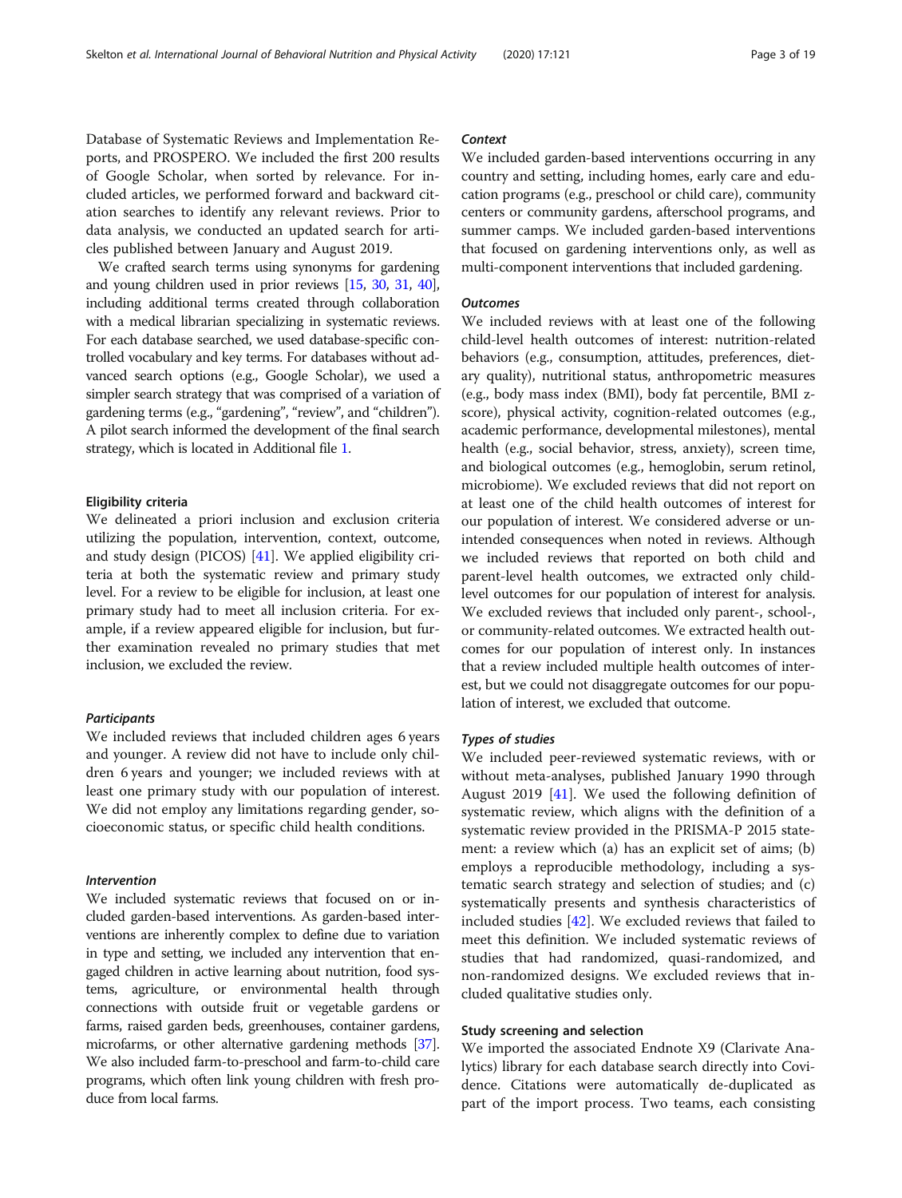Database of Systematic Reviews and Implementation Reports, and PROSPERO. We included the first 200 results of Google Scholar, when sorted by relevance. For included articles, we performed forward and backward citation searches to identify any relevant reviews. Prior to data analysis, we conducted an updated search for articles published between January and August 2019.

We crafted search terms using synonyms for gardening and young children used in prior reviews [15, 30, 31, 40], including additional terms created through collaboration with a medical librarian specializing in systematic reviews. For each database searched, we used database-specific controlled vocabulary and key terms. For databases without advanced search options (e.g., Google Scholar), we used a simpler search strategy that was comprised of a variation of gardening terms (e.g., "gardening", "review", and "children"). A pilot search informed the development of the final search strategy, which is located in Additional file 1.

### Eligibility criteria

We delineated a priori inclusion and exclusion criteria utilizing the population, intervention, context, outcome, and study design (PICOS) [41]. We applied eligibility criteria at both the systematic review and primary study level. For a review to be eligible for inclusion, at least one primary study had to meet all inclusion criteria. For example, if a review appeared eligible for inclusion, but further examination revealed no primary studies that met inclusion, we excluded the review.

#### *Participants*

We included reviews that included children ages 6 years and younger. A review did not have to include only children 6 years and younger; we included reviews with at least one primary study with our population of interest. We did not employ any limitations regarding gender, socioeconomic status, or specific child health conditions.

#### *Intervention*

We included systematic reviews that focused on or included garden-based interventions. As garden-based interventions are inherently complex to define due to variation in type and setting, we included any intervention that engaged children in active learning about nutrition, food systems, agriculture, or environmental health through connections with outside fruit or vegetable gardens or farms, raised garden beds, greenhouses, container gardens, microfarms, or other alternative gardening methods [37]. We also included farm-to-preschool and farm-to-child care programs, which often link young children with fresh produce from local farms.

#### *Context*

We included garden-based interventions occurring in any country and setting, including homes, early care and education programs (e.g., preschool or child care), community centers or community gardens, afterschool programs, and summer camps. We included garden-based interventions that focused on gardening interventions only, as well as multi-component interventions that included gardening.

#### *Outcomes*

We included reviews with at least one of the following child-level health outcomes of interest: nutrition-related behaviors (e.g., consumption, attitudes, preferences, dietary quality), nutritional status, anthropometric measures (e.g., body mass index (BMI), body fat percentile, BMI z-score), physical activity, cognition-related outcomes (e.g., academic performance, developmental milestones), mental health (e.g., social behavior, stress, anxiety), screen time, and biological outcomes (e.g., hemoglobin, serum retinol, microbiome). We excluded reviews that did not report on at least one of the child health outcomes of interest for our population of interest. We considered adverse or unintended consequences when noted in reviews. Although we included reviews that reported on both child and parent-level health outcomes, we extracted only child-level outcomes for our population of interest for analysis. We excluded reviews that included only parent-, school-, or community-related outcomes. We extracted health outcomes for our population of interest only. In instances that a review included multiple health outcomes of interest, but we could not disaggregate outcomes for our population of interest, we excluded that outcome.

#### *Types of studies*

We included peer-reviewed systematic reviews, with or without meta-analyses, published January 1990 through August 2019 [41]. We used the following definition of systematic review, which aligns with the definition of a systematic review provided in the PRISMA-P 2015 statement: a review which (a) has an explicit set of aims; (b) employs a reproducible methodology, including a systematic search strategy and selection of studies; and (c) systematically presents and synthesis characteristics of included studies [42]. We excluded reviews that failed to meet this definition. We included systematic reviews of studies that had randomized, quasi-randomized, and non-randomized designs. We excluded reviews that included qualitative studies only.

### Study screening and selection

We imported the associated Endnote X9 (Clarivate Analytics) library for each database search directly into Covidence. Citations were automatically de-duplicated as part of the import process. Two teams, each consisting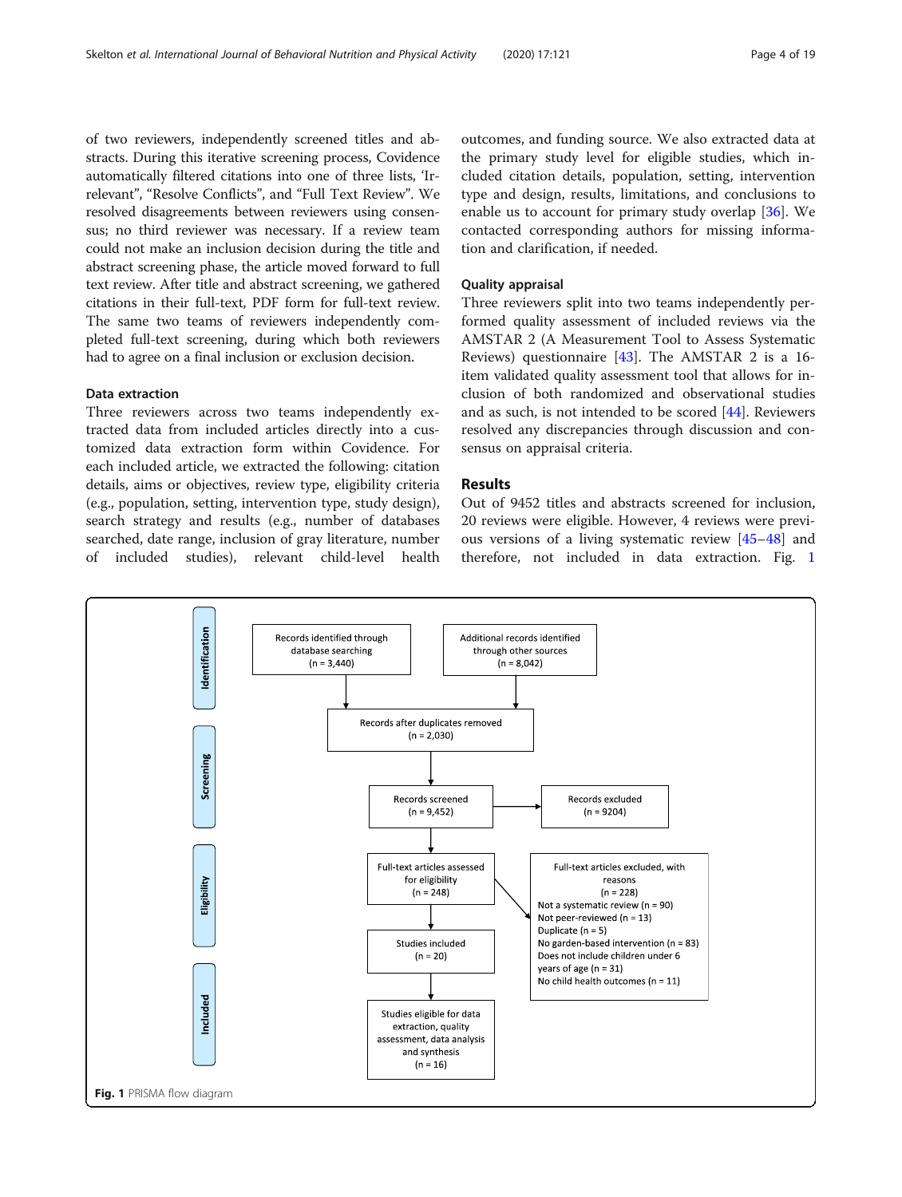of two reviewers, independently screened titles and abstracts. During this iterative screening process, Covidence automatically filtered citations into one of three lists, 'Irrelevant", "Resolve Conflicts", and "Full Text Review". We resolved disagreements between reviewers using consensus; no third reviewer was necessary. If a review team could not make an inclusion decision during the title and abstract screening phase, the article moved forward to full text review. After title and abstract screening, we gathered citations in their full-text, PDF form for full-text review. The same two teams of reviewers independently completed full-text screening, during which both reviewers had to agree on a final inclusion or exclusion decision.

### Data extraction

Three reviewers across two teams independently extracted data from included articles directly into a customized data extraction form within Covidence. For each included article, we extracted the following: citation details, aims or objectives, review type, eligibility criteria (e.g., population, setting, intervention type, study design), search strategy and results (e.g., number of databases searched, date range, inclusion of gray literature, number of included studies), relevant child-level health outcomes, and funding source. We also extracted data at the primary study level for eligible studies, which included citation details, population, setting, intervention type and design, results, limitations, and conclusions to enable us to account for primary study overlap [36]. We contacted corresponding authors for missing information and clarification, if needed.

### Quality appraisal

Three reviewers split into two teams independently performed quality assessment of included reviews via the AMSTAR 2 (A Measurement Tool to Assess Systematic Reviews) questionnaire [43]. The AMSTAR 2 is a 16-item validated quality assessment tool that allows for inclusion of both randomized and observational studies and as such, is not intended to be scored [44]. Reviewers resolved any discrepancies through discussion and consensus on appraisal criteria.

## Results

Out of 9452 titles and abstracts screened for inclusion, 20 reviews were eligible. However, 4 reviews were previous versions of a living systematic review [45–48] and therefore, not included in data extraction. Fig. 1

Identification

Records identified through database searching (n = 3,440)

Additional records identified through other sources (n = 8,042)

Records after duplicates removed (n = 2,030)

Screening

Records screened (n = 9,452)

Records excluded (n = 9204)

Eligibility

Full-text articles assessed for eligibility (n = 248)

Full-text articles excluded, with reasons (n = 228)
Not a systematic review (n = 90)
Not peer-reviewed (n = 13)
Duplicate (n = 5)
No garden-based intervention (n = 83)
Does not include children under 6 years of age (n = 31)
No child health outcomes (n = 11)

Studies included (n = 20)

Included

Studies eligible for data extraction, quality assessment, data analysis and synthesis (n = 16)

**Fig. 1** PRISMA flow diagram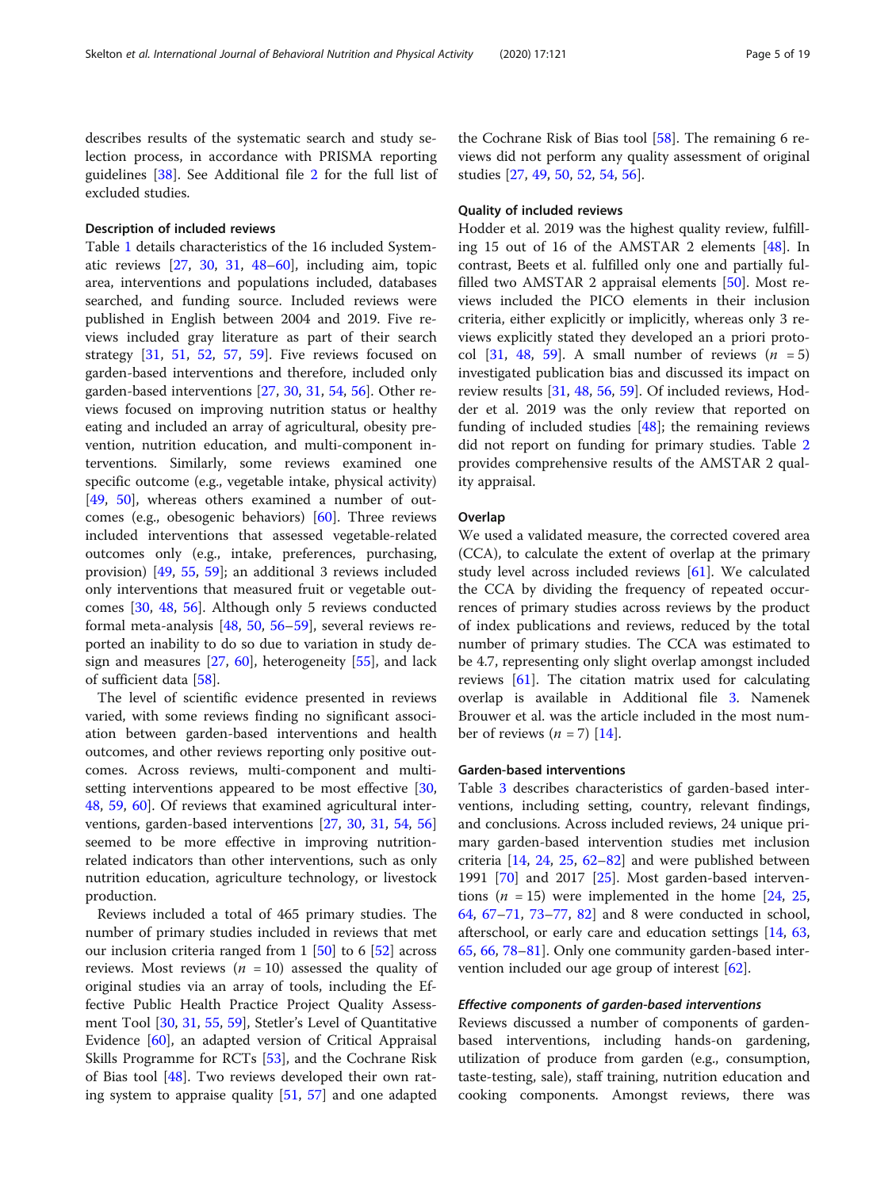describes results of the systematic search and study selection process, in accordance with PRISMA reporting guidelines [38]. See Additional file 2 for the full list of excluded studies.

### Description of included reviews

Table 1 details characteristics of the 16 included Systematic reviews [27, 30, 31, 48–60], including aim, topic area, interventions and populations included, databases searched, and funding source. Included reviews were published in English between 2004 and 2019. Five reviews included gray literature as part of their search strategy [31, 51, 52, 57, 59]. Five reviews focused on garden-based interventions and therefore, included only garden-based interventions [27, 30, 31, 54, 56]. Other reviews focused on improving nutrition status or healthy eating and included an array of agricultural, obesity prevention, nutrition education, and multi-component interventions. Similarly, some reviews examined one specific outcome (e.g., vegetable intake, physical activity) [49, 50], whereas others examined a number of outcomes (e.g., obesogenic behaviors) [60]. Three reviews included interventions that assessed vegetable-related outcomes only (e.g., intake, preferences, purchasing, provision) [49, 55, 59]; an additional 3 reviews included only interventions that measured fruit or vegetable outcomes [30, 48, 56]. Although only 5 reviews conducted formal meta-analysis [48, 50, 56–59], several reviews reported an inability to do so due to variation in study design and measures [27, 60], heterogeneity [55], and lack of sufficient data [58].

The level of scientific evidence presented in reviews varied, with some reviews finding no significant association between garden-based interventions and health outcomes, and other reviews reporting only positive outcomes. Across reviews, multi-component and multi-setting interventions appeared to be most effective [30, 48, 59, 60]. Of reviews that examined agricultural interventions, garden-based interventions [27, 30, 31, 54, 56] seemed to be more effective in improving nutrition-related indicators than other interventions, such as only nutrition education, agriculture technology, or livestock production.

Reviews included a total of 465 primary studies. The number of primary studies included in reviews that met our inclusion criteria ranged from 1 [50] to 6 [52] across reviews. Most reviews ($n$ = 10) assessed the quality of original studies via an array of tools, including the Effective Public Health Practice Project Quality Assessment Tool [30, 31, 55, 59], Stetler's Level of Quantitative Evidence [60], an adapted version of Critical Appraisal Skills Programme for RCTs [53], and the Cochrane Risk of Bias tool [48]. Two reviews developed their own rating system to appraise quality [51, 57] and one adapted the Cochrane Risk of Bias tool [58]. The remaining 6 reviews did not perform any quality assessment of original studies [27, 49, 50, 52, 54, 56].

### Quality of included reviews

Hodder et al. 2019 was the highest quality review, fulfilling 15 out of 16 of the AMSTAR 2 elements [48]. In contrast, Beets et al. fulfilled only one and partially fulfilled two AMSTAR 2 appraisal elements [50]. Most reviews included the PICO elements in their inclusion criteria, either explicitly or implicitly, whereas only 3 reviews explicitly stated they developed an a priori protocol [31, 48, 59]. A small number of reviews ($n$ = 5) investigated publication bias and discussed its impact on review results [31, 48, 56, 59]. Of included reviews, Hodder et al. 2019 was the only review that reported on funding of included studies [48]; the remaining reviews did not report on funding for primary studies. Table 2 provides comprehensive results of the AMSTAR 2 quality appraisal.

### Overlap

We used a validated measure, the corrected covered area (CCA), to calculate the extent of overlap at the primary study level across included reviews [61]. We calculated the CCA by dividing the frequency of repeated occurrences of primary studies across reviews by the product of index publications and reviews, reduced by the total number of primary studies. The CCA was estimated to be 4.7, representing only slight overlap amongst included reviews [61]. The citation matrix used for calculating overlap is available in Additional file 3. Namenek Brouwer et al. was the article included in the most number of reviews ($n$ = 7) [14].

### Garden-based interventions

Table 3 describes characteristics of garden-based interventions, including setting, country, relevant findings, and conclusions. Across included reviews, 24 unique primary garden-based intervention studies met inclusion criteria [14, 24, 25, 62–82] and were published between 1991 [70] and 2017 [25]. Most garden-based interventions ($n$ = 15) were implemented in the home [24, 25, 64, 67–71, 73–77, 82] and 8 were conducted in school, afterschool, or early care and education settings [14, 63, 65, 66, 78–81]. Only one community garden-based intervention included our age group of interest [62].

#### *Effective components of garden-based interventions*

Reviews discussed a number of components of garden-based interventions, including hands-on gardening, utilization of produce from garden (e.g., consumption, taste-testing, sale), staff training, nutrition education and cooking components. Amongst reviews, there was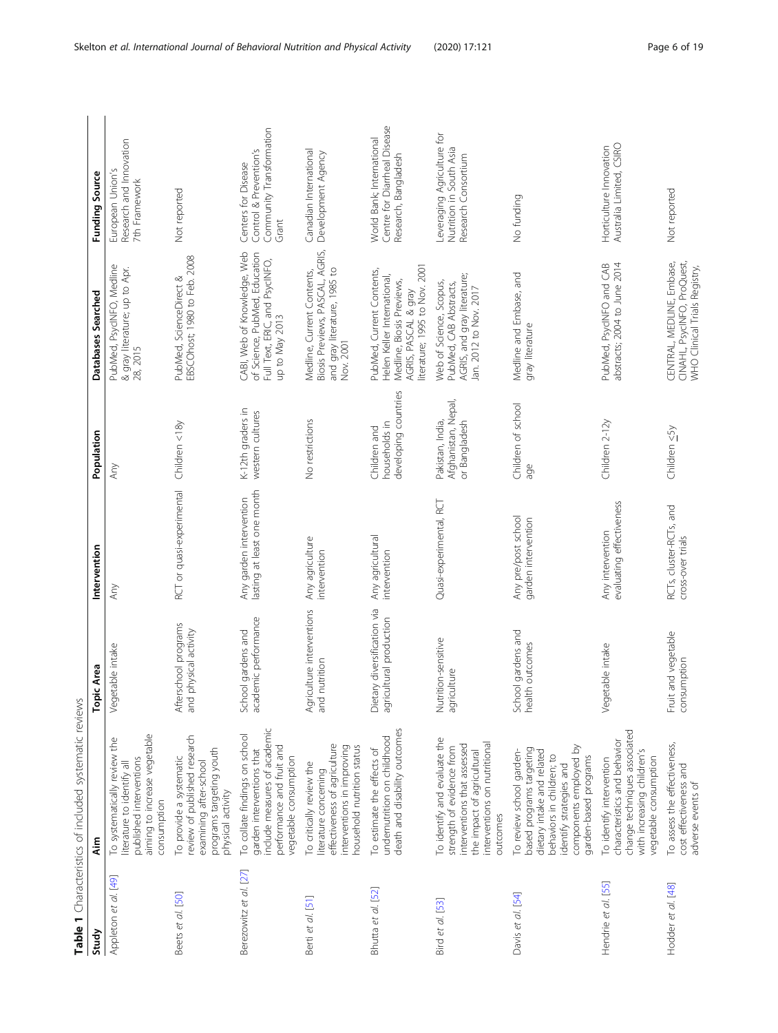**Table 1** Characteristics of included systematic reviews

| Study | Aim | Topic Area | Intervention | Population | Databases Searched | Funding Source |
| --- | --- | --- | --- | --- | --- | --- |
| Appleton et al. [49] | To systematically review the literature to identify all published interventions aiming to increase vegetable consumption | Vegetable intake | Any | Any | PubMed, PsycINFO, Medline & gray literature; up to Apr. 28, 2015 | European Union's Research and Innovation 7th Framework |
| Beets et al. [50] | To provide a systematic review of published research examining after-school programs targeting youth physical activity | Afterschool programs and physical activity | RCT or quasi-experimental | Children <18y | PubMed, ScienceDirect & EBSCOhost; 1980 to Feb. 2008 | Not reported |
| Berezowitz et al. [27] | To collate findings on school garden interventions that include measures of academic performance and fruit and vegetable consumption | School gardens and academic performance | Any garden intervention lasting at least one month | K-12th graders in western cultures | CABI, Web of Knowledge, Web of Science, PubMed, Education Full Text, ERIC, and PsycINFO, up to May 2013 | Centers for Disease Control & Prevention's Community Transformation Grant |
| Berti et al. [51] | To critically review the literature concerning effectiveness of agriculture interventions in improving household nutrition status | Agriculture interventions and nutrition | Any agriculture intervention | No restrictions | Medline, Current Contents, Biosis Previews, PASCAL, AGRIS, and gray literature, 1985 to Nov. 2001 | Canadian International Development Agency |
| Bhutta et al. [52] | To estimate the effects of undernutrition on childhood death and disability outcomes | Dietary diversification via agricultural production | Any agricultural intervention | Children and households in developing countries | PubMed, Current Contents, Helen Keller International, Medline, Biosis Previews, AGRIS, PASCAL & gray literature; 1995 to Nov. 2001 | World Bank; International Centre for Diarrheal Disease Research, Bangladesh |
| Bird et al. [53] | To identify and evaluate the strength of evidence from interventions that assessed the impact of agricultural interventions on nutritional outcomes | Nutrition-sensitive agriculture | Quasi-experimental, RCT | Pakistan, India, Afghanistan, Nepal, or Bangladesh | Web of Science, Scopus, PubMed, CAB Abstracts, AGRIS, and gray literature; Jan. 2012 to Nov. 2017 | Leveraging Agriculture for Nutrition in South Asia Research Consortium |
| Davis et al. [54] | To review school garden-based programs targeting dietary intake and related behaviors in children; to identify strategies and components employed by garden-based programs | School gardens and health outcomes | Any pre/post school garden intervention | Children of school age | Medline and Embase, and gray literature | No funding |
| Hendrie et al. [55] | To identify intervention characteristics and behavior change techniques associated with increasing children's vegetable consumption | Vegetable intake | Any intervention evaluating effectiveness | Children 2-12y | PubMed, PsycINFO and CAB abstracts; 2004 to June 2014 | Horticulture Innovation Australia Limited, CSIRO |
| Hodder et al. [48] | To assess the effectiveness, cost effectiveness and adverse events of | Fruit and vegetable consumption | RCTs, cluster-RCTs, and cross-over trials | Children ≤5y | CENTRAL, MEDLINE, Embase, CINAHL, PsycINFO, ProQuest, WHO Clinical Trials Registry, | Not reported |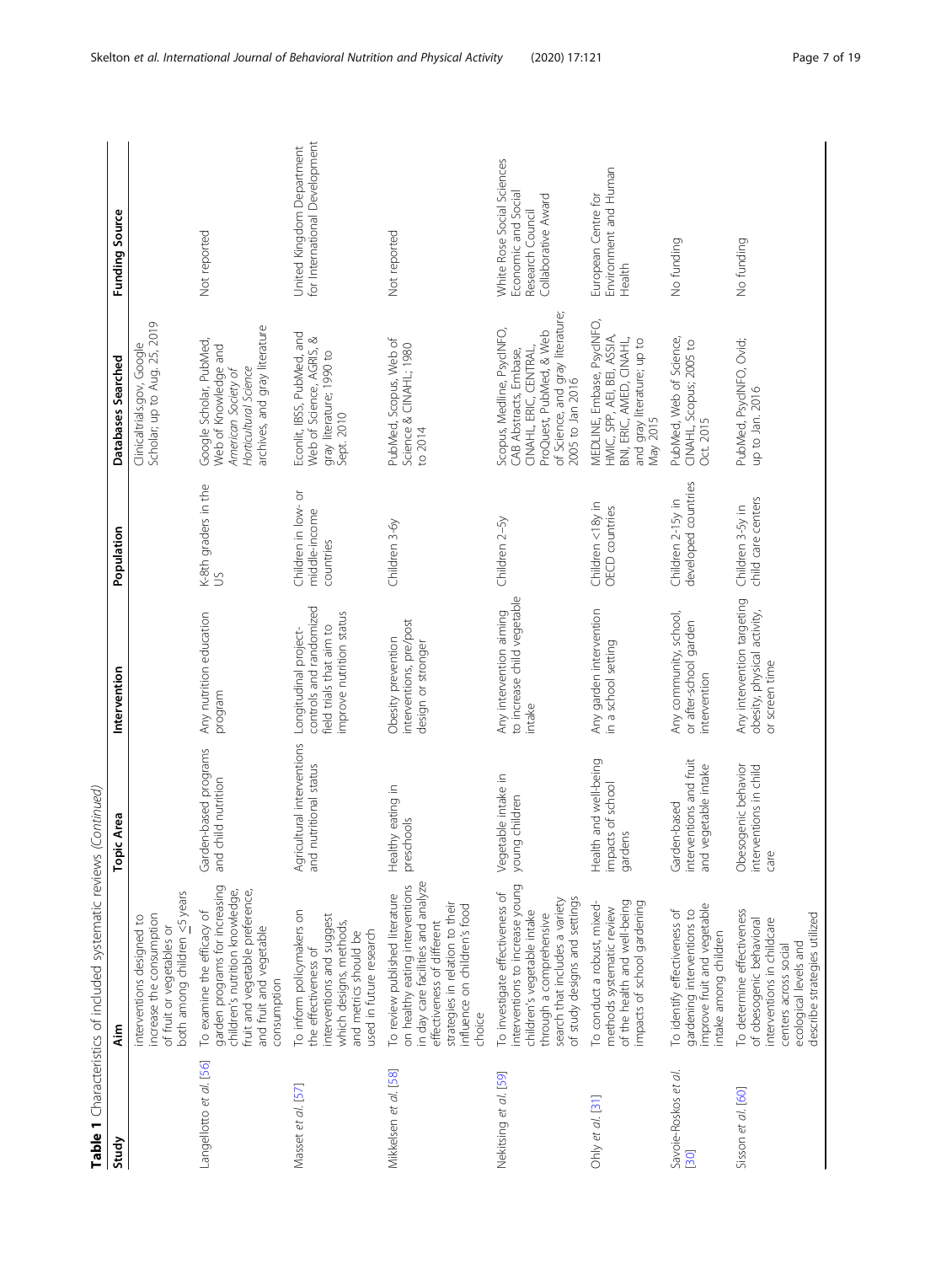**Table 1** Characteristics of included systematic reviews *(Continued)*

| Study | Aim | Topic Area | Intervention | Population | Databases Searched | Funding Source |
| --- | --- | --- | --- | --- | --- | --- |
| | interventions designed to increase the consumption of fruit or vegetables or both among children ≤5 years | | | | Clinicaltrials.gov, Google Scholar; up to Aug. 25, 2019 | |
| Langellotto *et al.* [56] | To examine the efficacy of garden programs for increasing children's nutrition knowledge, fruit and vegetable preference, and fruit and vegetable consumption | Garden-based programs and child nutrition | Any nutrition education program | K-8th graders in the US | Google Scholar, PubMed, Web of Knowledge and *American Society of Horticultural Science* archives, and gray literature | Not reported |
| Masset *et al.* [57] | To inform policymakers on the effectiveness of interventions and suggest which designs, methods, and metrics should be used in future research | Agricultural interventions and nutritional status | Longitudinal project-controls and randomized field trials that aim to improve nutrition status | Children in low- or middle-income countries | Econlit, IBSS, PubMed, and Web of Science, AGRIS, & gray literature; 1990 to Sept. 2010 | United Kingdom Department for International Development |
| Mikkelsen *et al.* [58] | To review published literature on healthy eating interventions in day care facilities and analyze effectiveness of different strategies in relation to their influence on children's food choice | Healthy eating in preschools | Obesity prevention interventions, pre/post design or stronger | Children 3-6y | PubMed, Scopus, Web of Science & CINAHL; 1980 to 2014 | Not reported |
| Nekitsing *et al.* [59] | To investigate effectiveness of interventions to increase young children's vegetable intake through a comprehensive search that includes a variety of study designs and settings | Vegetable intake in young children | Any intervention aiming to increase child vegetable intake | Children 2–5y | Scopus, Medline, PsycINFO, CAB Abstracts, Embase, CINAHL, ERIC, CENTRAL, ProQuest, PubMed, & Web of Science, and gray literature; 2005 to Jan 2016 | White Rose Social Sciences Economic and Social Research Council Collaborative Award |
| Ohly *et al.* [31] | To conduct a robust, mixed-methods systematic review of the health and well-being impacts of school gardening | Health and well-being impacts of school gardens | Any garden intervention in a school setting | Children <18y in OECD countries | MEDLINE, Embase, PsycINFO, HMIC, SPP, AEI, BEI, ASSIA, BNI, ERIC, AMED, CINAHL, and gray literature; up to May 2015 | European Centre for Environment and Human Health |
| Savoie-Roskos *et al.* [30] | To identify effectiveness of gardening interventions to improve fruit and vegetable intake among children | Garden-based interventions and fruit and vegetable intake | Any community, school, or after-school garden intervention | Children 2-15y in developed countries | PubMed, Web of Science, CINAHL, Scopus; 2005 to Oct. 2015 | No funding |
| Sisson *et al.* [60] | To determine effectiveness of obesogenic behavioral interventions in childcare centers across social ecological levels and describe strategies utilized | Obesogenic behavior interventions in child care | Any intervention targeting obesity, physical activity, or screen time | Children 3-5y in child care centers | PubMed, PsycINFO, Ovid; up to Jan. 2016 | No funding |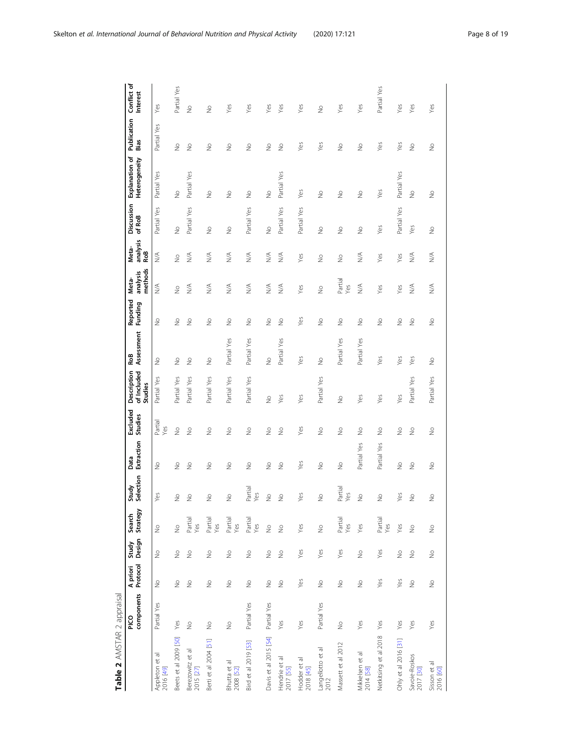**Table 2** AMSTAR 2 appraisal

| | PICO components | A priori Protocol | Study Design | Search Strategy | Study Selection | Data Extraction | Excluded Studies | Description of Included Studies | RoB Assessment | Reported Funding | Meta-analysis methods | Meta-analysis RoB | Discussion of RoB | Explanation of Heterogeneity | Publication Bias | Conflict of Interest |
|---|---|---|---|---|---|---|---|---|---|---|---|---|---|---|---|---|
| Appleton et al 2016 [49] | Partial Yes | No | No | No | Yes | No | Partial Yes | Partial Yes | No | No | N/A | N/A | Partial Yes | Partial Yes | Partial Yes | Yes |
| Beets et al 2009 [50] | Yes | No | No | No | No | No | No | Partial Yes | No | No | No | No | No | No | No | Partial Yes |
| Berezowitz et al 2015 [27] | No | No | No | Partial Yes | No | No | No | Partial Yes | No | No | N/A | N/A | Partial Yes | Partial Yes | No | No |
| Berti et al 2004 [51] | No | No | No | Partial Yes | No | No | No | Partial Yes | No | No | N/A | N/A | No | No | No | No |
| Bhutta et al 2008 [52] | No | No | No | Partial Yes | No | No | No | Partial Yes | Partial Yes | No | N/A | N/A | No | No | No | Yes |
| Bird et al 2019 [53] | Partial Yes | No | No | Partial Yes | Partial Yes | No | No | Partial Yes | Partial Yes | No | N/A | N/A | Partial Yes | No | No | Yes |
| Davis et al 2015 [54] | Partial Yes | No | No | No | No | No | No | No | No | No | N/A | N/A | No | No | No | Yes |
| Hendrie et al 2017 [55] | Yes | No | No | No | No | No | No | Yes | Partial Yes | No | N/A | N/A | Partial Yes | Partial Yes | No | Yes |
| Hodder et al 2018 [45] | Yes | Yes | Yes | Yes | Yes | Yes | Yes | Yes | Yes | Yes | Yes | Yes | Partial Yes | Yes | Yes | Yes |
| Langellotto et al 2012 | Partial Yes | No | Yes | No | No | No | No | Partial Yes | No | No | No | No | No | No | Yes | No |
| Massett et al 2012 | No | No | Yes | Partial Yes | Partial Yes | No | No | No | Partial Yes | No | Partial Yes | No | No | No | No | Yes |
| Mikkelsen et al 2014 [58] | Yes | No | No | Yes | No | Partial Yes | No | Yes | Partial Yes | No | N/A | N/A | No | No | No | Yes |
| Nekitsing et al 2018 | Yes | Yes | Yes | Partial Yes | No | Partial Yes | No | Yes | Yes | No | Yes | Yes | Yes | Yes | Yes | Partial Yes |
| Ohly et al 2016 [31] | Yes | Yes | No | Yes | Yes | No | No | Yes | Yes | No | Yes | Yes | Partial Yes | Partial Yes | Yes | Yes |
| Savoie-Roskos 2017 [30] | Yes | No | No | No | No | No | No | Partial Yes | Yes | No | N/A | N/A | Yes | No | No | Yes |
| Sisson et al 2016 [60] | Yes | No | No | No | No | No | No | Partial Yes | No | No | N/A | N/A | No | No | No | Yes |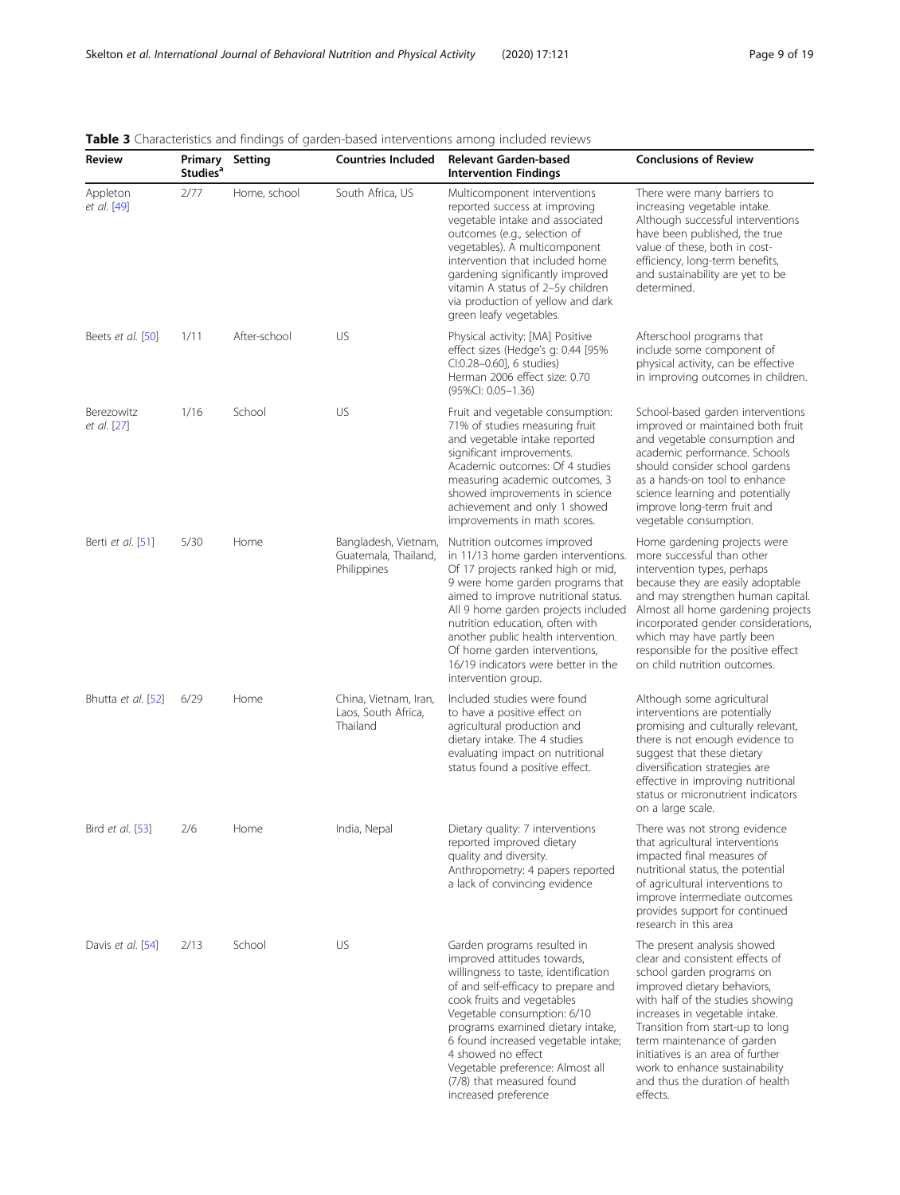**Table 3** Characteristics and findings of garden-based interventions among included reviews

| Review | Primary Studies[a] | Setting | Countries Included | Relevant Garden-based Intervention Findings | Conclusions of Review |
|---|---|---|---|---|---|
| Appleton *et al.* [49] | 2/77 | Home, school | South Africa, US | Multicomponent interventions reported success at improving vegetable intake and associated outcomes (e.g., selection of vegetables). A multicomponent intervention that included home gardening significantly improved vitamin A status of 2–5y children via production of yellow and dark green leafy vegetables. | There were many barriers to increasing vegetable intake. Although successful interventions have been published, the true value of these, both in cost-efficiency, long-term benefits, and sustainability are yet to be determined. |
| Beets *et al.* [50] | 1/11 | After-school | US | Physical activity: [MA] Positive effect sizes (Hedge's g: 0.44 [95% CI:0.28–0.60], 6 studies) Herman 2006 effect size: 0.70 (95%CI: 0.05–1.36) | Afterschool programs that include some component of physical activity, can be effective in improving outcomes in children. |
| Berezowitz *et al.* [27] | 1/16 | School | US | Fruit and vegetable consumption: 71% of studies measuring fruit and vegetable intake reported significant improvements. Academic outcomes: Of 4 studies measuring academic outcomes, 3 showed improvements in science achievement and only 1 showed improvements in math scores. | School-based garden interventions improved or maintained both fruit and vegetable consumption and academic performance. Schools should consider school gardens as a hands-on tool to enhance science learning and potentially improve long-term fruit and vegetable consumption. |
| Berti *et al.* [51] | 5/30 | Home | Bangladesh, Vietnam, Guatemala, Thailand, Philippines | Nutrition outcomes improved in 11/13 home garden interventions. Of 17 projects ranked high or mid, 9 were home garden programs that aimed to improve nutritional status. All 9 home garden projects included nutrition education, often with another public health intervention. Of home garden interventions, 16/19 indicators were better in the intervention group. | Home gardening projects were more successful than other intervention types, perhaps because they are easily adoptable and may strengthen human capital. Almost all home gardening projects incorporated gender considerations, which may have partly been responsible for the positive effect on child nutrition outcomes. |
| Bhutta *et al.* [52] | 6/29 | Home | China, Vietnam, Iran, Laos, South Africa, Thailand | Included studies were found to have a positive effect on agricultural production and dietary intake. The 4 studies evaluating impact on nutritional status found a positive effect. | Although some agricultural interventions are potentially promising and culturally relevant, there is not enough evidence to suggest that these dietary diversification strategies are effective in improving nutritional status or micronutrient indicators on a large scale. |
| Bird *et al.* [53] | 2/6 | Home | India, Nepal | Dietary quality: 7 interventions reported improved dietary quality and diversity. Anthropometry: 4 papers reported a lack of convincing evidence | There was not strong evidence that agricultural interventions impacted final measures of nutritional status, the potential of agricultural interventions to improve intermediate outcomes provides support for continued research in this area |
| Davis *et al.* [54] | 2/13 | School | US | Garden programs resulted in improved attitudes towards, willingness to taste, identification of and self-efficacy to prepare and cook fruits and vegetables Vegetable consumption: 6/10 programs examined dietary intake, 6 found increased vegetable intake; 4 showed no effect Vegetable preference: Almost all (7/8) that measured found increased preference | The present analysis showed clear and consistent effects of school garden programs on improved dietary behaviors, with half of the studies showing increases in vegetable intake. Transition from start-up to long term maintenance of garden initiatives is an area of further work to enhance sustainability and thus the duration of health effects. |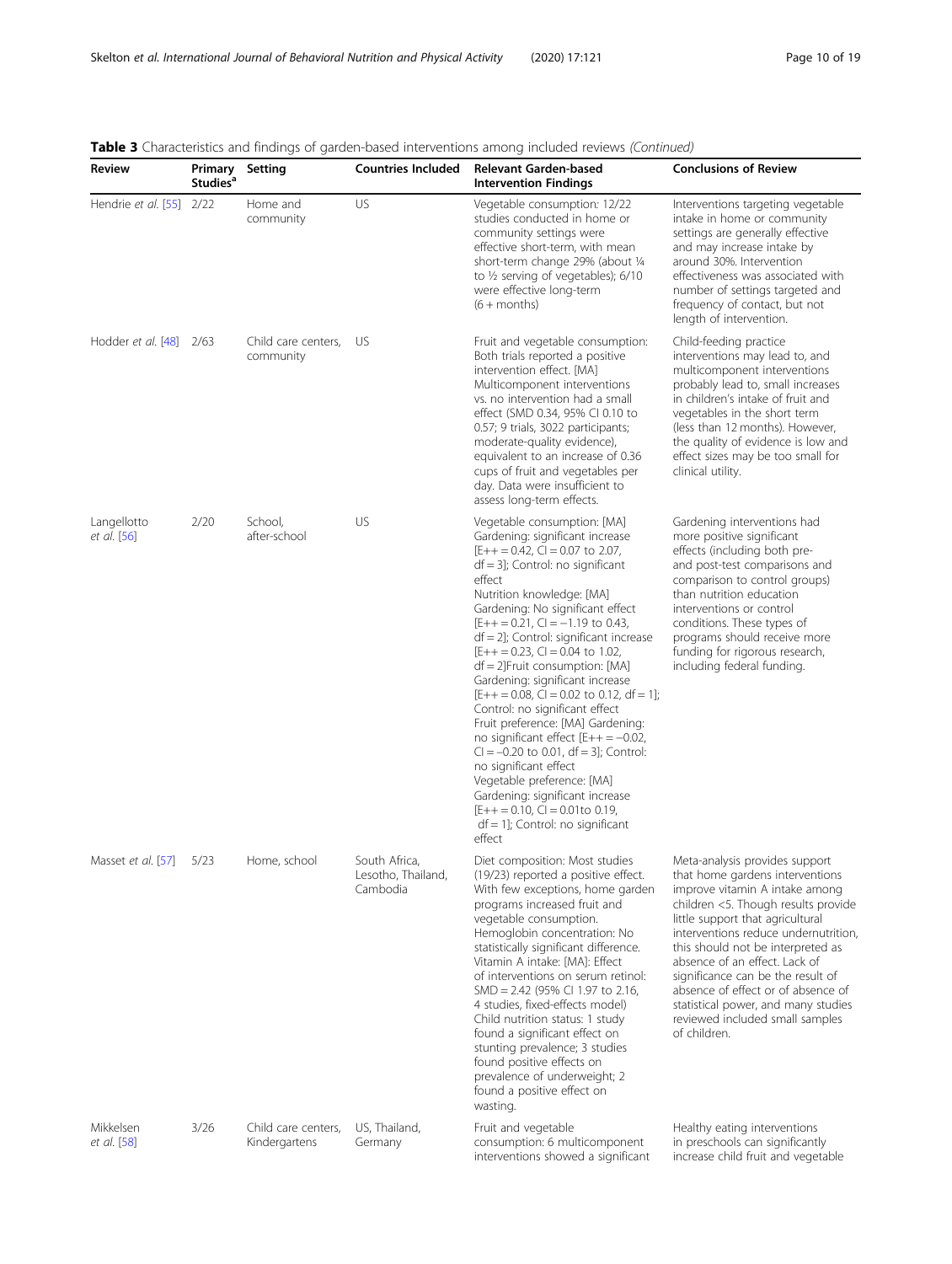**Table 3** Characteristics and findings of garden-based interventions among included reviews *(Continued)*

| Review | Primary Studies[a] | Setting | Countries Included | Relevant Garden-based Intervention Findings | Conclusions of Review |
|---|---|---|---|---|---|
| Hendrie *et al.* [55] | 2/22 | Home and community | US | Vegetable consumption: 12/22 studies conducted in home or community settings were effective short-term, with mean short-term change 29% (about ¼ to ½ serving of vegetables); 6/10 were effective long-term (6 + months) | Interventions targeting vegetable intake in home or community settings are generally effective and may increase intake by around 30%. Intervention effectiveness was associated with number of settings targeted and frequency of contact, but not length of intervention. |
| Hodder *et al.* [48] | 2/63 | Child care centers, community | US | Fruit and vegetable consumption: Both trials reported a positive intervention effect. [MA] Multicomponent interventions vs. no intervention had a small effect (SMD 0.34, 95% CI 0.10 to 0.57; 9 trials, 3022 participants; moderate-quality evidence), equivalent to an increase of 0.36 cups of fruit and vegetables per day. Data were insufficient to assess long-term effects. | Child-feeding practice interventions may lead to, and multicomponent interventions probably lead to, small increases in children's intake of fruit and vegetables in the short term (less than 12 months). However, the quality of evidence is low and effect sizes may be too small for clinical utility. |
| Langellotto *et al.* [56] | 2/20 | School, after-school | US | Vegetable consumption: [MA] Gardening: significant increase [E++ = 0.42, CI = 0.07 to 2.07, df = 3]; Control: no significant effect<br>Nutrition knowledge: [MA] Gardening: No significant effect [E++ = 0.21, CI = −1.19 to 0.43, df = 2]; Control: significant increase [E++ = 0.23, CI = 0.04 to 1.02, df = 2]Fruit consumption: [MA] Gardening: significant increase [E++ = 0.08, CI = 0.02 to 0.12, df = 1]; Control: no significant effect<br>Fruit preference: [MA] Gardening: no significant effect [E++ = −0.02, CI = −0.20 to 0.01, df = 3]; Control: no significant effect<br>Vegetable preference: [MA] Gardening: significant increase [E++ = 0.10, CI = 0.01to 0.19, df = 1]; Control: no significant effect | Gardening interventions had more positive significant effects (including both pre- and post-test comparisons and comparison to control groups) than nutrition education interventions or control conditions. These types of programs should receive more funding for rigorous research, including federal funding. |
| Masset *et al.* [57] | 5/23 | Home, school | South Africa, Lesotho, Thailand, Cambodia | Diet composition: Most studies (19/23) reported a positive effect. With few exceptions, home garden programs increased fruit and vegetable consumption.<br>Hemoglobin concentration: No statistically significant difference.<br>Vitamin A intake: [MA]: Effect of interventions on serum retinol: SMD = 2.42 (95% CI 1.97 to 2.16, 4 studies, fixed-effects model)<br>Child nutrition status: 1 study found a significant effect on stunting prevalence; 3 studies found positive effects on prevalence of underweight; 2 found a positive effect on wasting. | Meta-analysis provides support that home gardens interventions improve vitamin A intake among children <5. Though results provide little support that agricultural interventions reduce undernutrition, this should not be interpreted as absence of an effect. Lack of significance can be the result of absence of effect or of absence of statistical power, and many studies reviewed included small samples of children. |
| Mikkelsen *et al.* [58] | 3/26 | Child care centers, Kindergartens | US, Thailand, Germany | Fruit and vegetable consumption: 6 multicomponent interventions showed a significant | Healthy eating interventions in preschools can significantly increase child fruit and vegetable |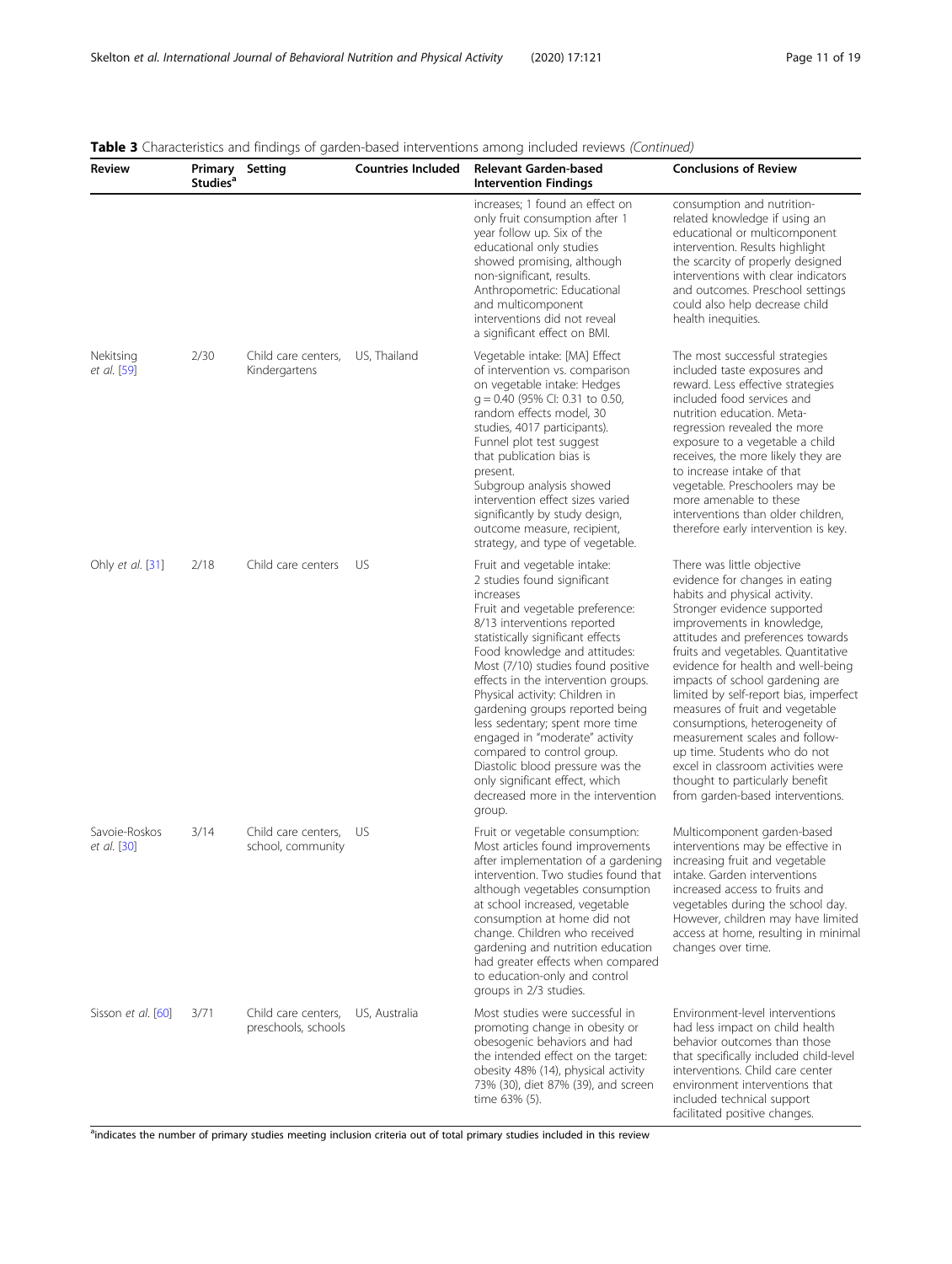**Table 3** Characteristics and findings of garden-based interventions among included reviews *(Continued)*

| Review | Primary Studies[a] | Setting | Countries Included | Relevant Garden-based Intervention Findings | Conclusions of Review |
|---|---|---|---|---|---|
| | | | | increases; 1 found an effect on only fruit consumption after 1 year follow up. Six of the educational only studies showed promising, although non-significant, results. Anthropometric: Educational and multicomponent interventions did not reveal a significant effect on BMI. | consumption and nutrition-related knowledge if using an educational or multicomponent intervention. Results highlight the scarcity of properly designed interventions with clear indicators and outcomes. Preschool settings could also help decrease child health inequities. |
| Nekitsing *et al.* [59] | 2/30 | Child care centers, Kindergartens | US, Thailand | Vegetable intake: [MA] Effect of intervention vs. comparison on vegetable intake: Hedges g = 0.40 (95% CI: 0.31 to 0.50, random effects model, 30 studies, 4017 participants). Funnel plot test suggest that publication bias is present. Subgroup analysis showed intervention effect sizes varied significantly by study design, outcome measure, recipient, strategy, and type of vegetable. | The most successful strategies included taste exposures and reward. Less effective strategies included food services and nutrition education. Meta-regression revealed the more exposure to a vegetable a child receives, the more likely they are to increase intake of that vegetable. Preschoolers may be more amenable to these interventions than older children, therefore early intervention is key. |
| Ohly *et al.* [31] | 2/18 | Child care centers | US | Fruit and vegetable intake: 2 studies found significant increases<br>Fruit and vegetable preference: 8/13 interventions reported statistically significant effects<br>Food knowledge and attitudes: Most (7/10) studies found positive effects in the intervention groups.<br>Physical activity: Children in gardening groups reported being less sedentary; spent more time engaged in "moderate" activity compared to control group. Diastolic blood pressure was the only significant effect, which decreased more in the intervention group. | There was little objective evidence for changes in eating habits and physical activity. Stronger evidence supported improvements in knowledge, attitudes and preferences towards fruits and vegetables. Quantitative evidence for health and well-being impacts of school gardening are limited by self-report bias, imperfect measures of fruit and vegetable consumptions, heterogeneity of measurement scales and follow-up time. Students who do not excel in classroom activities were thought to particularly benefit from garden-based interventions. |
| Savoie-Roskos *et al.* [30] | 3/14 | Child care centers, school, community | US | Fruit or vegetable consumption: Most articles found improvements after implementation of a gardening intervention. Two studies found that although vegetables consumption at school increased, vegetable consumption at home did not change. Children who received gardening and nutrition education had greater effects when compared to education-only and control groups in 2/3 studies. | Multicomponent garden-based interventions may be effective in increasing fruit and vegetable intake. Garden interventions increased access to fruits and vegetables during the school day. However, children may have limited access at home, resulting in minimal changes over time. |
| Sisson *et al.* [60] | 3/71 | Child care centers, preschools, schools | US, Australia | Most studies were successful in promoting change in obesity or obesogenic behaviors and had the intended effect on the target: obesity 48% (14), physical activity 73% (30), diet 87% (39), and screen time 63% (5). | Environment-level interventions had less impact on child health behavior outcomes than those that specifically included child-level interventions. Child care center environment interventions that included technical support facilitated positive changes. |

[a]indicates the number of primary studies meeting inclusion criteria out of total primary studies included in this review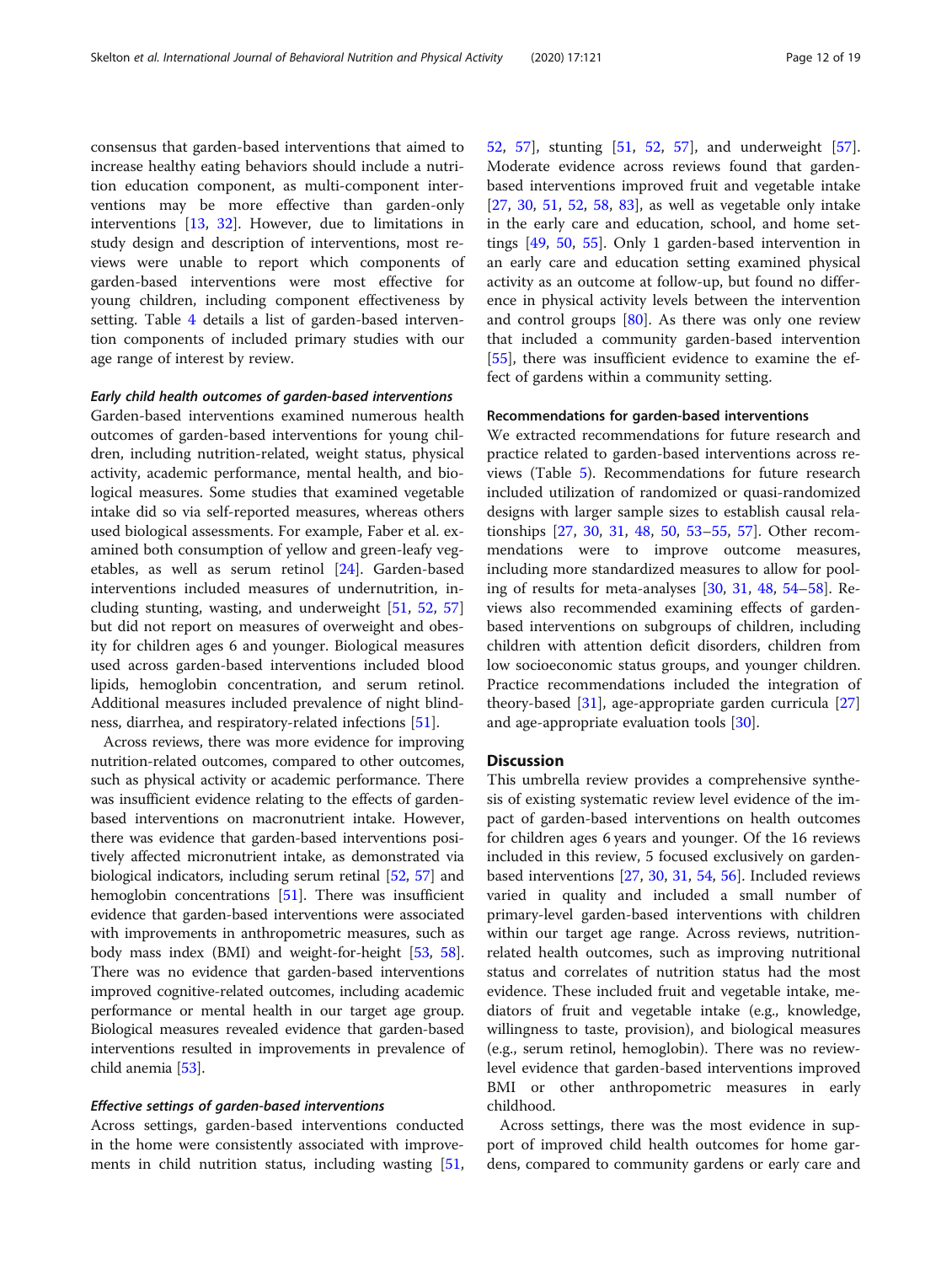consensus that garden-based interventions that aimed to increase healthy eating behaviors should include a nutrition education component, as multi-component interventions may be more effective than garden-only interventions [13, 32]. However, due to limitations in study design and description of interventions, most reviews were unable to report which components of garden-based interventions were most effective for young children, including component effectiveness by setting. Table 4 details a list of garden-based intervention components of included primary studies with our age range of interest by review.

#### *Early child health outcomes of garden-based interventions*

Garden-based interventions examined numerous health outcomes of garden-based interventions for young children, including nutrition-related, weight status, physical activity, academic performance, mental health, and biological measures. Some studies that examined vegetable intake did so via self-reported measures, whereas others used biological assessments. For example, Faber et al. examined both consumption of yellow and green-leafy vegetables, as well as serum retinol [24]. Garden-based interventions included measures of undernutrition, including stunting, wasting, and underweight [51, 52, 57] but did not report on measures of overweight and obesity for children ages 6 and younger. Biological measures used across garden-based interventions included blood lipids, hemoglobin concentration, and serum retinol. Additional measures included prevalence of night blindness, diarrhea, and respiratory-related infections [51].

Across reviews, there was more evidence for improving nutrition-related outcomes, compared to other outcomes, such as physical activity or academic performance. There was insufficient evidence relating to the effects of garden-based interventions on macronutrient intake. However, there was evidence that garden-based interventions positively affected micronutrient intake, as demonstrated via biological indicators, including serum retinal [52, 57] and hemoglobin concentrations [51]. There was insufficient evidence that garden-based interventions were associated with improvements in anthropometric measures, such as body mass index (BMI) and weight-for-height [53, 58]. There was no evidence that garden-based interventions improved cognitive-related outcomes, including academic performance or mental health in our target age group. Biological measures revealed evidence that garden-based interventions resulted in improvements in prevalence of child anemia [53].

#### *Effective settings of garden-based interventions*

Across settings, garden-based interventions conducted in the home were consistently associated with improvements in child nutrition status, including wasting [51, 52, 57], stunting [51, 52, 57], and underweight [57]. Moderate evidence across reviews found that garden-based interventions improved fruit and vegetable intake [27, 30, 51, 52, 58, 83], as well as vegetable only intake in the early care and education, school, and home settings [49, 50, 55]. Only 1 garden-based intervention in an early care and education setting examined physical activity as an outcome at follow-up, but found no difference in physical activity levels between the intervention and control groups [80]. As there was only one review that included a community garden-based intervention [55], there was insufficient evidence to examine the effect of gardens within a community setting.

#### Recommendations for garden-based interventions

We extracted recommendations for future research and practice related to garden-based interventions across reviews (Table 5). Recommendations for future research included utilization of randomized or quasi-randomized designs with larger sample sizes to establish causal relationships [27, 30, 31, 48, 50, 53–55, 57]. Other recommendations were to improve outcome measures, including more standardized measures to allow for pooling of results for meta-analyses [30, 31, 48, 54–58]. Reviews also recommended examining effects of garden-based interventions on subgroups of children, including children with attention deficit disorders, children from low socioeconomic status groups, and younger children. Practice recommendations included the integration of theory-based [31], age-appropriate garden curricula [27] and age-appropriate evaluation tools [30].

## Discussion

This umbrella review provides a comprehensive synthesis of existing systematic review level evidence of the impact of garden-based interventions on health outcomes for children ages 6 years and younger. Of the 16 reviews included in this review, 5 focused exclusively on garden-based interventions [27, 30, 31, 54, 56]. Included reviews varied in quality and included a small number of primary-level garden-based interventions with children within our target age range. Across reviews, nutrition-related health outcomes, such as improving nutritional status and correlates of nutrition status had the most evidence. These included fruit and vegetable intake, mediators of fruit and vegetable intake (e.g., knowledge, willingness to taste, provision), and biological measures (e.g., serum retinol, hemoglobin). There was no review-level evidence that garden-based interventions improved BMI or other anthropometric measures in early childhood.

Across settings, there was the most evidence in support of improved child health outcomes for home gardens, compared to community gardens or early care and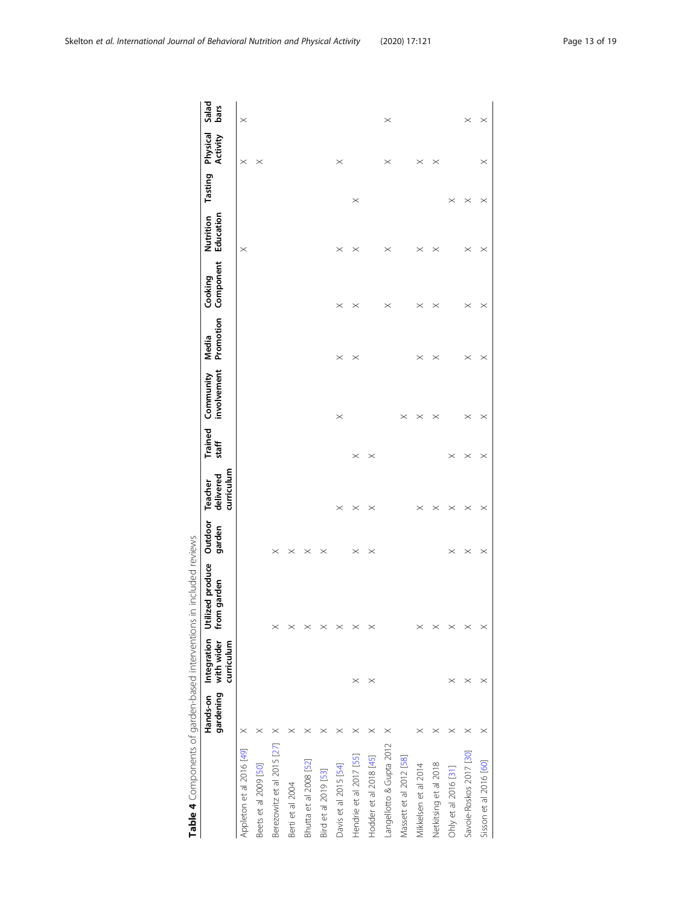**Table 4** Components of garden-based interventions in included reviews

| | Hands-on gardening | Integration with wider curriculum | Utilized produce from garden | Outdoor garden | Teacher delivered curriculum | Trained staff | Community involvement | Media Promotion | Cooking Component | Nutrition Education | Tasting | Physical Activity | Salad bars |
|---|---|---|---|---|---|---|---|---|---|---|---|---|---|
| Appleton et al 2016 [49] | × | | | | | | | | | × | | × | × |
| Beets et al 2009 [50] | × | | | | | | | | | | | × | |
| Berezowitz et al 2015 [27] | × | | × | × | | | | | | | | | |
| Berti et al 2004 | × | | × | × | | | | | | | | | |
| Bhutta et al 2008 [52] | × | | × | × | | | | | | | | | |
| Bird et al 2019 [53] | × | | × | × | | | | | | | | | |
| Davis et al 2015 [54] | × | | × | | × | | × | × | × | × | | × | |
| Hendrie et al 2017 [55] | × | × | × | × | × | × | | × | × | × | × | | |
| Hodder et al 2018 [45] | × | × | × | × | × | × | | | | | | | |
| Langellotto & Gupta 2012 | × | | | | | | | | × | × | | × | × |
| Massett et al 2012 [58] | | | | | | | × | | | | | | |
| Mikkelsen et al 2014 | × | | × | | × | | × | × | × | × | | × | |
| Netkitsing et al 2018 | × | | × | | × | | × | × | × | × | | × | |
| Ohly et al 2016 [31] | × | × | × | × | × | × | | | | | × | | |
| Savoie-Roskos 2017 [30] | × | × | × | × | × | × | × | × | × | × | × | | × |
| Sisson et al 2016 [60] | × | × | × | × | × | × | × | × | × | × | × | × | × |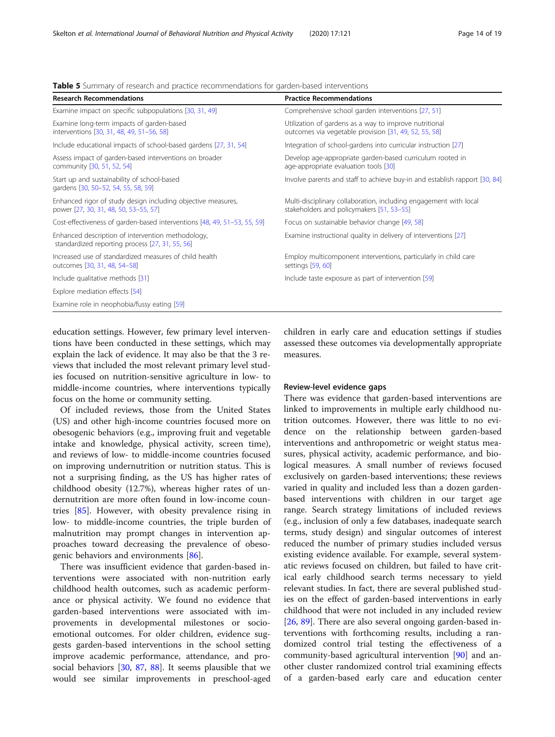**Table 5** Summary of research and practice recommendations for garden-based interventions

| Research Recommendations | Practice Recommendations |
| --- | --- |
| Examine impact on specific subpopulations [30, 31, 49] | Comprehensive school garden interventions [27, 51] |
| Examine long-term impacts of garden-based interventions [30, 31, 48, 49, 51–56, 58] | Utilization of gardens as a way to improve nutritional outcomes via vegetable provision [31, 49, 52, 55, 58] |
| Include educational impacts of school-based gardens [27, 31, 54] | Integration of school-gardens into curricular instruction [27] |
| Assess impact of garden-based interventions on broader community [30, 51, 52, 54] | Develop age-appropriate garden-based curriculum rooted in age-appropriate evaluation tools [30] |
| Start up and sustainability of school-based gardens [30, 50–52, 54, 55, 58, 59] | Involve parents and staff to achieve buy-in and establish rapport [30, 84] |
| Enhanced rigor of study design including objective measures, power [27, 30, 31, 48, 50, 53–55, 57] | Multi-disciplinary collaboration, including engagement with local stakeholders and policymakers [51, 53–55] |
| Cost-effectiveness of garden-based interventions [48, 49, 51–53, 55, 59] | Focus on sustainable behavior change [49, 58] |
| Enhanced description of intervention methodology, standardized reporting process [27, 31, 55, 56] | Examine instructional quality in delivery of interventions [27] |
| Increased use of standardized measures of child health outcomes [30, 31, 48, 54–58] | Employ multicomponent interventions, particularly in child care settings [59, 60] |
| Include qualitative methods [31] | Include taste exposure as part of intervention [59] |
| Explore mediation effects [54] | |
| Examine role in neophobia/fussy eating [59] | |

education settings. However, few primary level interventions have been conducted in these settings, which may explain the lack of evidence. It may also be that the 3 reviews that included the most relevant primary level studies focused on nutrition-sensitive agriculture in low- to middle-income countries, where interventions typically focus on the home or community setting.

Of included reviews, those from the United States (US) and other high-income countries focused more on obesogenic behaviors (e.g., improving fruit and vegetable intake and knowledge, physical activity, screen time), and reviews of low- to middle-income countries focused on improving undernutrition or nutrition status. This is not a surprising finding, as the US has higher rates of childhood obesity (12.7%), whereas higher rates of undernutrition are more often found in low-income countries [85]. However, with obesity prevalence rising in low- to middle-income countries, the triple burden of malnutrition may prompt changes in intervention approaches toward decreasing the prevalence of obesogenic behaviors and environments [86].

There was insufficient evidence that garden-based interventions were associated with non-nutrition early childhood health outcomes, such as academic performance or physical activity. We found no evidence that garden-based interventions were associated with improvements in developmental milestones or socio-emotional outcomes. For older children, evidence suggests garden-based interventions in the school setting improve academic performance, attendance, and prosocial behaviors [30, 87, 88]. It seems plausible that we would see similar improvements in preschool-aged children in early care and education settings if studies assessed these outcomes via developmentally appropriate measures.

### Review-level evidence gaps

There was evidence that garden-based interventions are linked to improvements in multiple early childhood nutrition outcomes. However, there was little to no evidence on the relationship between garden-based interventions and anthropometric or weight status measures, physical activity, academic performance, and biological measures. A small number of reviews focused exclusively on garden-based interventions; these reviews varied in quality and included less than a dozen garden-based interventions with children in our target age range. Search strategy limitations of included reviews (e.g., inclusion of only a few databases, inadequate search terms, study design) and singular outcomes of interest reduced the number of primary studies included versus existing evidence available. For example, several systematic reviews focused on children, but failed to have critical early childhood search terms necessary to yield relevant studies. In fact, there are several published studies on the effect of garden-based interventions in early childhood that were not included in any included review [26, 89]. There are also several ongoing garden-based interventions with forthcoming results, including a randomized control trial testing the effectiveness of a community-based agricultural intervention [90] and another cluster randomized control trial examining effects of a garden-based early care and education center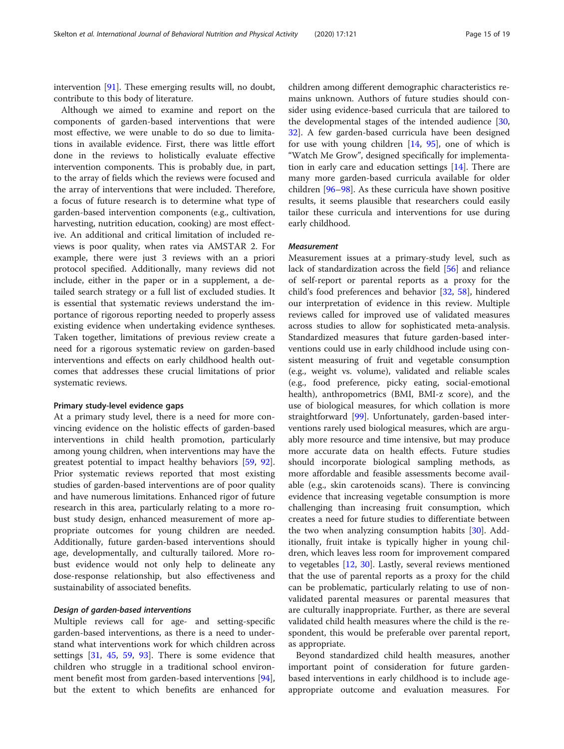intervention [91]. These emerging results will, no doubt, contribute to this body of literature.

Although we aimed to examine and report on the components of garden-based interventions that were most effective, we were unable to do so due to limitations in available evidence. First, there was little effort done in the reviews to holistically evaluate effective intervention components. This is probably due, in part, to the array of fields which the reviews were focused and the array of interventions that were included. Therefore, a focus of future research is to determine what type of garden-based intervention components (e.g., cultivation, harvesting, nutrition education, cooking) are most effective. An additional and critical limitation of included reviews is poor quality, when rates via AMSTAR 2. For example, there were just 3 reviews with an a priori protocol specified. Additionally, many reviews did not include, either in the paper or in a supplement, a detailed search strategy or a full list of excluded studies. It is essential that systematic reviews understand the importance of rigorous reporting needed to properly assess existing evidence when undertaking evidence syntheses. Taken together, limitations of previous review create a need for a rigorous systematic review on garden-based interventions and effects on early childhood health outcomes that addresses these crucial limitations of prior systematic reviews.

### Primary study-level evidence gaps

At a primary study level, there is a need for more convincing evidence on the holistic effects of garden-based interventions in child health promotion, particularly among young children, when interventions may have the greatest potential to impact healthy behaviors [59, 92]. Prior systematic reviews reported that most existing studies of garden-based interventions are of poor quality and have numerous limitations. Enhanced rigor of future research in this area, particularly relating to a more robust study design, enhanced measurement of more appropriate outcomes for young children are needed. Additionally, future garden-based interventions should age, developmentally, and culturally tailored. More robust evidence would not only help to delineate any dose-response relationship, but also effectiveness and sustainability of associated benefits.

#### *Design of garden-based interventions*

Multiple reviews call for age- and setting-specific garden-based interventions, as there is a need to understand what interventions work for which children across settings [31, 45, 59, 93]. There is some evidence that children who struggle in a traditional school environment benefit most from garden-based interventions [94], but the extent to which benefits are enhanced for children among different demographic characteristics remains unknown. Authors of future studies should consider using evidence-based curricula that are tailored to the developmental stages of the intended audience [30, 32]. A few garden-based curricula have been designed for use with young children [14, 95], one of which is "Watch Me Grow", designed specifically for implementation in early care and education settings [14]. There are many more garden-based curricula available for older children [96–98]. As these curricula have shown positive results, it seems plausible that researchers could easily tailor these curricula and interventions for use during early childhood.

#### *Measurement*

Measurement issues at a primary-study level, such as lack of standardization across the field [56] and reliance of self-report or parental reports as a proxy for the child's food preferences and behavior [32, 58], hindered our interpretation of evidence in this review. Multiple reviews called for improved use of validated measures across studies to allow for sophisticated meta-analysis. Standardized measures that future garden-based interventions could use in early childhood include using consistent measuring of fruit and vegetable consumption (e.g., weight vs. volume), validated and reliable scales (e.g., food preference, picky eating, social-emotional health), anthropometrics (BMI, BMI-z score), and the use of biological measures, for which collation is more straightforward [99]. Unfortunately, garden-based interventions rarely used biological measures, which are arguably more resource and time intensive, but may produce more accurate data on health effects. Future studies should incorporate biological sampling methods, as more affordable and feasible assessments become available (e.g., skin carotenoids scans). There is convincing evidence that increasing vegetable consumption is more challenging than increasing fruit consumption, which creates a need for future studies to differentiate between the two when analyzing consumption habits [30]. Additionally, fruit intake is typically higher in young children, which leaves less room for improvement compared to vegetables [12, 30]. Lastly, several reviews mentioned that the use of parental reports as a proxy for the child can be problematic, particularly relating to use of non-validated parental measures or parental measures that are culturally inappropriate. Further, as there are several validated child health measures where the child is the respondent, this would be preferable over parental report, as appropriate.

Beyond standardized child health measures, another important point of consideration for future garden-based interventions in early childhood is to include age-appropriate outcome and evaluation measures. For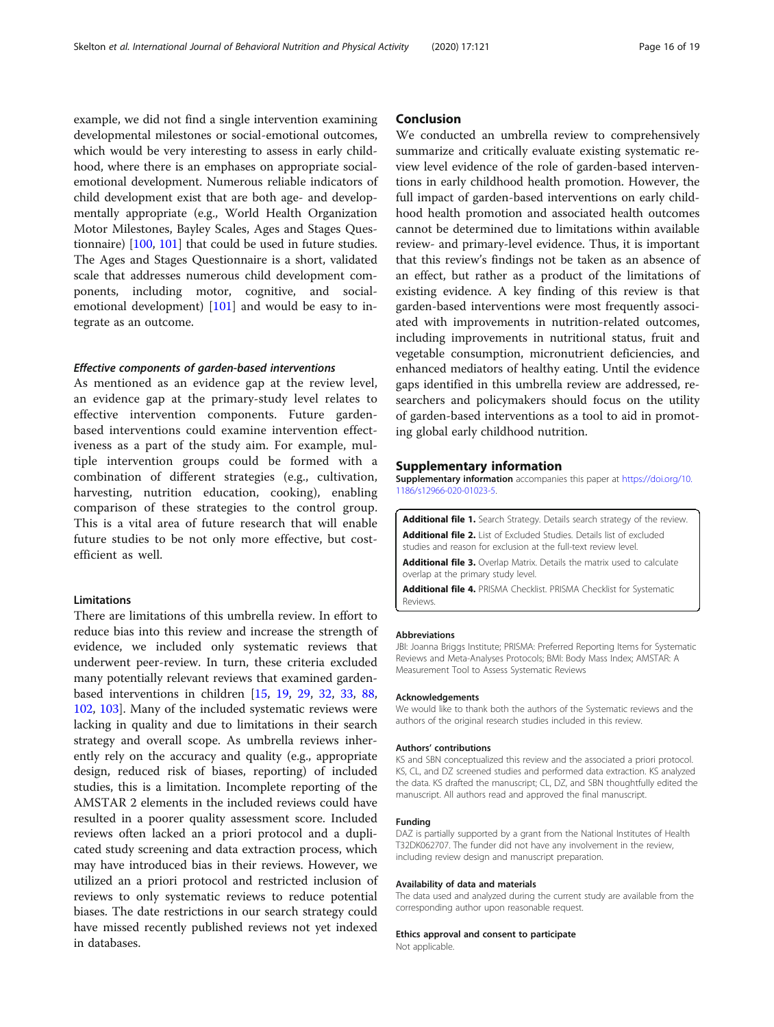example, we did not find a single intervention examining developmental milestones or social-emotional outcomes, which would be very interesting to assess in early childhood, where there is an emphases on appropriate social-emotional development. Numerous reliable indicators of child development exist that are both age- and developmentally appropriate (e.g., World Health Organization Motor Milestones, Bayley Scales, Ages and Stages Questionnaire) [100, 101] that could be used in future studies. The Ages and Stages Questionnaire is a short, validated scale that addresses numerous child development components, including motor, cognitive, and social-emotional development) [101] and would be easy to integrate as an outcome.

### *Effective components of garden-based interventions*

As mentioned as an evidence gap at the review level, an evidence gap at the primary-study level relates to effective intervention components. Future garden-based interventions could examine intervention effectiveness as a part of the study aim. For example, multiple intervention groups could be formed with a combination of different strategies (e.g., cultivation, harvesting, nutrition education, cooking), enabling comparison of these strategies to the control group. This is a vital area of future research that will enable future studies to be not only more effective, but cost-efficient as well.

### Limitations

There are limitations of this umbrella review. In effort to reduce bias into this review and increase the strength of evidence, we included only systematic reviews that underwent peer-review. In turn, these criteria excluded many potentially relevant reviews that examined garden-based interventions in children [15, 19, 29, 32, 33, 88, 102, 103]. Many of the included systematic reviews were lacking in quality and due to limitations in their search strategy and overall scope. As umbrella reviews inherently rely on the accuracy and quality (e.g., appropriate design, reduced risk of biases, reporting) of included studies, this is a limitation. Incomplete reporting of the AMSTAR 2 elements in the included reviews could have resulted in a poorer quality assessment score. Included reviews often lacked an a priori protocol and a duplicated study screening and data extraction process, which may have introduced bias in their reviews. However, we utilized an a priori protocol and restricted inclusion of reviews to only systematic reviews to reduce potential biases. The date restrictions in our search strategy could have missed recently published reviews not yet indexed in databases.

## Conclusion

We conducted an umbrella review to comprehensively summarize and critically evaluate existing systematic review level evidence of the role of garden-based interventions in early childhood health promotion. However, the full impact of garden-based interventions on early childhood health promotion and associated health outcomes cannot be determined due to limitations within available review- and primary-level evidence. Thus, it is important that this review's findings not be taken as an absence of an effect, but rather as a product of the limitations of existing evidence. A key finding of this review is that garden-based interventions were most frequently associated with improvements in nutrition-related outcomes, including improvements in nutritional status, fruit and vegetable consumption, micronutrient deficiencies, and enhanced mediators of healthy eating. Until the evidence gaps identified in this umbrella review are addressed, researchers and policymakers should focus on the utility of garden-based interventions as a tool to aid in promoting global early childhood nutrition.

## Supplementary information

**Supplementary information** accompanies this paper at https://doi.org/10.1186/s12966-020-01023-5.

**Additional file 1.** Search Strategy. Details search strategy of the review.
**Additional file 2.** List of Excluded Studies. Details list of excluded studies and reason for exclusion at the full-text review level.
**Additional file 3.** Overlap Matrix. Details the matrix used to calculate overlap at the primary study level.
**Additional file 4.** PRISMA Checklist. PRISMA Checklist for Systematic Reviews.

#### Abbreviations

JBI: Joanna Briggs Institute; PRISMA: Preferred Reporting Items for Systematic Reviews and Meta-Analyses Protocols; BMI: Body Mass Index; AMSTAR: A Measurement Tool to Assess Systematic Reviews

#### Acknowledgements

We would like to thank both the authors of the Systematic reviews and the authors of the original research studies included in this review.

#### Authors' contributions

KS and SBN conceptualized this review and the associated a priori protocol. KS, CL, and DZ screened studies and performed data extraction. KS analyzed the data. KS drafted the manuscript; CL, DZ, and SBN thoughtfully edited the manuscript. All authors read and approved the final manuscript.

#### Funding

DAZ is partially supported by a grant from the National Institutes of Health T32DK062707. The funder did not have any involvement in the review, including review design and manuscript preparation.

#### Availability of data and materials

The data used and analyzed during the current study are available from the corresponding author upon reasonable request.

#### Ethics approval and consent to participate

Not applicable.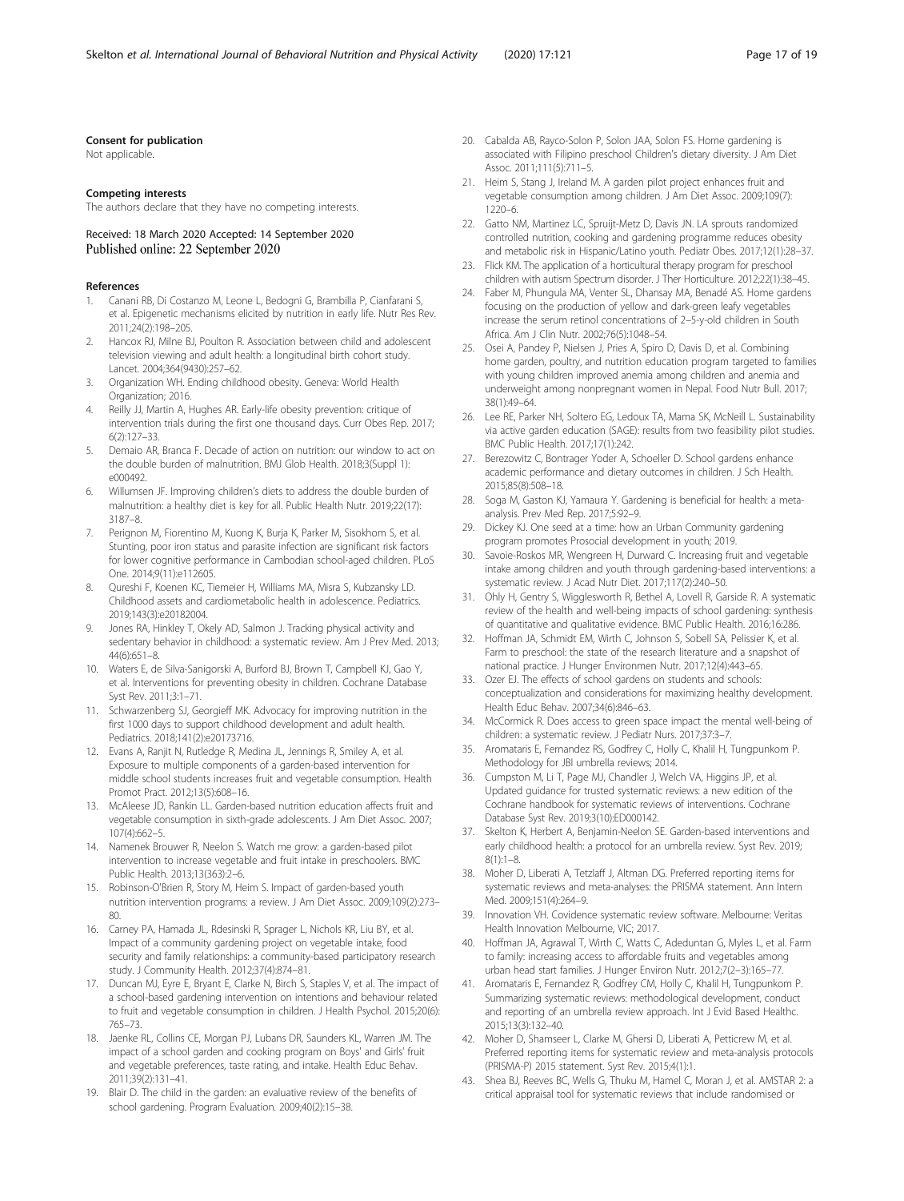#### Consent for publication

Not applicable.

#### Competing interests

The authors declare that they have no competing interests.

Received: 18 March 2020 Accepted: 14 September 2020
Published online: 22 September 2020

#### References

1. Canani RB, Di Costanzo M, Leone L, Bedogni G, Brambilla P, Cianfarani S, et al. Epigenetic mechanisms elicited by nutrition in early life. Nutr Res Rev. 2011;24(2):198–205.
2. Hancox RJ, Milne BJ, Poulton R. Association between child and adolescent television viewing and adult health: a longitudinal birth cohort study. Lancet. 2004;364(9430):257–62.
3. Organization WH. Ending childhood obesity. Geneva: World Health Organization; 2016.
4. Reilly JJ, Martin A, Hughes AR. Early-life obesity prevention: critique of intervention trials during the first one thousand days. Curr Obes Rep. 2017; 6(2):127–33.
5. Demaio AR, Branca F. Decade of action on nutrition: our window to act on the double burden of malnutrition. BMJ Glob Health. 2018;3(Suppl 1): e000492.
6. Willumsen JF. Improving children's diets to address the double burden of malnutrition: a healthy diet is key for all. Public Health Nutr. 2019;22(17): 3187–8.
7. Perignon M, Fiorentino M, Kuong K, Burja K, Parker M, Sisokhom S, et al. Stunting, poor iron status and parasite infection are significant risk factors for lower cognitive performance in Cambodian school-aged children. PLoS One. 2014;9(11):e112605.
8. Qureshi F, Koenen KC, Tiemeier H, Williams MA, Misra S, Kubzansky LD. Childhood assets and cardiometabolic health in adolescence. Pediatrics. 2019;143(3):e20182004.
9. Jones RA, Hinkley T, Okely AD, Salmon J. Tracking physical activity and sedentary behavior in childhood: a systematic review. Am J Prev Med. 2013; 44(6):651–8.
10. Waters E, de Silva-Sanigorski A, Burford BJ, Brown T, Campbell KJ, Gao Y, et al. Interventions for preventing obesity in children. Cochrane Database Syst Rev. 2011;3:1–71.
11. Schwarzenberg SJ, Georgieff MK. Advocacy for improving nutrition in the first 1000 days to support childhood development and adult health. Pediatrics. 2018;141(2):e20173716.
12. Evans A, Ranjit N, Rutledge R, Medina JL, Jennings R, Smiley A, et al. Exposure to multiple components of a garden-based intervention for middle school students increases fruit and vegetable consumption. Health Promot Pract. 2012;13(5):608–16.
13. McAleese JD, Rankin LL. Garden-based nutrition education affects fruit and vegetable consumption in sixth-grade adolescents. J Am Diet Assoc. 2007; 107(4):662–5.
14. Namenek Brouwer R, Neelon S. Watch me grow: a garden-based pilot intervention to increase vegetable and fruit intake in preschoolers. BMC Public Health. 2013;13(363):2–6.
15. Robinson-O'Brien R, Story M, Heim S. Impact of garden-based youth nutrition intervention programs: a review. J Am Diet Assoc. 2009;109(2):273–80.
16. Carney PA, Hamada JL, Rdesinski R, Sprager L, Nichols KR, Liu BY, et al. Impact of a community gardening project on vegetable intake, food security and family relationships: a community-based participatory research study. J Community Health. 2012;37(4):874–81.
17. Duncan MJ, Eyre E, Bryant E, Clarke N, Birch S, Staples V, et al. The impact of a school-based gardening intervention on intentions and behaviour related to fruit and vegetable consumption in children. J Health Psychol. 2015;20(6): 765–73.
18. Jaenke RL, Collins CE, Morgan PJ, Lubans DR, Saunders KL, Warren JM. The impact of a school garden and cooking program on Boys' and Girls' fruit and vegetable preferences, taste rating, and intake. Health Educ Behav. 2011;39(2):131–41.
19. Blair D. The child in the garden: an evaluative review of the benefits of school gardening. Program Evaluation. 2009;40(2):15–38.
20. Cabalda AB, Rayco-Solon P, Solon JAA, Solon FS. Home gardening is associated with Filipino preschool Children's dietary diversity. J Am Diet Assoc. 2011;111(5):711–5.
21. Heim S, Stang J, Ireland M. A garden pilot project enhances fruit and vegetable consumption among children. J Am Diet Assoc. 2009;109(7): 1220–6.
22. Gatto NM, Martinez LC, Spruijt-Metz D, Davis JN. LA sprouts randomized controlled nutrition, cooking and gardening programme reduces obesity and metabolic risk in Hispanic/Latino youth. Pediatr Obes. 2017;12(1):28–37.
23. Flick KM. The application of a horticultural therapy program for preschool children with autism Spectrum disorder. J Ther Horticulture. 2012;22(1):38–45.
24. Faber M, Phungula MA, Venter SL, Dhansay MA, Benadé AS. Home gardens focusing on the production of yellow and dark-green leafy vegetables increase the serum retinol concentrations of 2–5-y-old children in South Africa. Am J Clin Nutr. 2002;76(5):1048–54.
25. Osei A, Pandey P, Nielsen J, Pries A, Spiro D, Davis D, et al. Combining home garden, poultry, and nutrition education program targeted to families with young children improved anemia among children and anemia and underweight among nonpregnant women in Nepal. Food Nutr Bull. 2017; 38(1):49–64.
26. Lee RE, Parker NH, Soltero EG, Ledoux TA, Mama SK, McNeill L. Sustainability via active garden education (SAGE): results from two feasibility pilot studies. BMC Public Health. 2017;17(1):242.
27. Berezowitz C, Bontrager Yoder A, Schoeller D. School gardens enhance academic performance and dietary outcomes in children. J Sch Health. 2015;85(8):508–18.
28. Soga M, Gaston KJ, Yamaura Y. Gardening is beneficial for health: a meta-analysis. Prev Med Rep. 2017;5:92–9.
29. Dickey KJ. One seed at a time: how an Urban Community gardening program promotes Prosocial development in youth; 2019.
30. Savoie-Roskos MR, Wengreen H, Durward C. Increasing fruit and vegetable intake among children and youth through gardening-based interventions: a systematic review. J Acad Nutr Diet. 2017;117(2):240–50.
31. Ohly H, Gentry S, Wigglesworth R, Bethel A, Lovell R, Garside R. A systematic review of the health and well-being impacts of school gardening: synthesis of quantitative and qualitative evidence. BMC Public Health. 2016;16:286.
32. Hoffman JA, Schmidt EM, Wirth C, Johnson S, Sobell SA, Pelissier K, et al. Farm to preschool: the state of the research literature and a snapshot of national practice. J Hunger Environmen Nutr. 2017;12(4):443–65.
33. Ozer EJ. The effects of school gardens on students and schools: conceptualization and considerations for maximizing healthy development. Health Educ Behav. 2007;34(6):846–63.
34. McCormick R. Does access to green space impact the mental well-being of children: a systematic review. J Pediatr Nurs. 2017;37:3–7.
35. Aromataris E, Fernandez RS, Godfrey C, Holly C, Khalil H, Tungpunkom P. Methodology for JBI umbrella reviews; 2014.
36. Cumpston M, Li T, Page MJ, Chandler J, Welch VA, Higgins JP, et al. Updated guidance for trusted systematic reviews: a new edition of the Cochrane handbook for systematic reviews of interventions. Cochrane Database Syst Rev. 2019;3(10):ED000142.
37. Skelton K, Herbert A, Benjamin-Neelon SE. Garden-based interventions and early childhood health: a protocol for an umbrella review. Syst Rev. 2019; 8(1):1–8.
38. Moher D, Liberati A, Tetzlaff J, Altman DG. Preferred reporting items for systematic reviews and meta-analyses: the PRISMA statement. Ann Intern Med. 2009;151(4):264–9.
39. Innovation VH. Covidence systematic review software. Melbourne: Veritas Health Innovation Melbourne, VIC; 2017.
40. Hoffman JA, Agrawal T, Wirth C, Watts C, Adeduntan G, Myles L, et al. Farm to family: increasing access to affordable fruits and vegetables among urban head start families. J Hunger Environ Nutr. 2012;7(2–3):165–77.
41. Aromataris E, Fernandez R, Godfrey CM, Holly C, Khalil H, Tungpunkom P. Summarizing systematic reviews: methodological development, conduct and reporting of an umbrella review approach. Int J Evid Based Healthc. 2015;13(3):132–40.
42. Moher D, Shamseer L, Clarke M, Ghersi D, Liberati A, Petticrew M, et al. Preferred reporting items for systematic review and meta-analysis protocols (PRISMA-P) 2015 statement. Syst Rev. 2015;4(1):1.
43. Shea BJ, Reeves BC, Wells G, Thuku M, Hamel C, Moran J, et al. AMSTAR 2: a critical appraisal tool for systematic reviews that include randomised or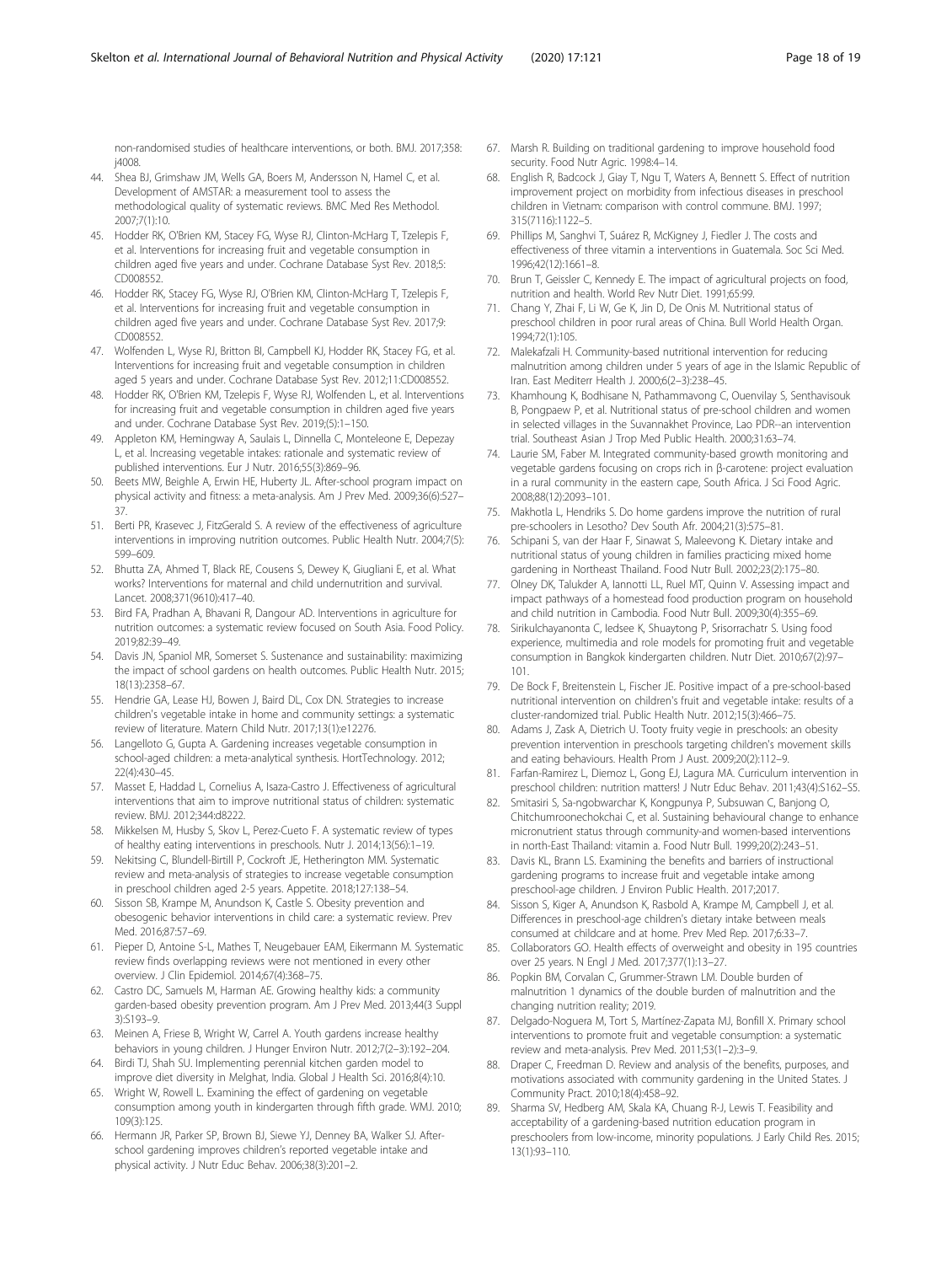non-randomised studies of healthcare interventions, or both. BMJ. 2017;358: j4008.

44. Shea BJ, Grimshaw JM, Wells GA, Boers M, Andersson N, Hamel C, et al. Development of AMSTAR: a measurement tool to assess the methodological quality of systematic reviews. BMC Med Res Methodol. 2007;7(1):10.
45. Hodder RK, O'Brien KM, Stacey FG, Wyse RJ, Clinton-McHarg T, Tzelepis F, et al. Interventions for increasing fruit and vegetable consumption in children aged five years and under. Cochrane Database Syst Rev. 2018;5: CD008552.
46. Hodder RK, Stacey FG, Wyse RJ, O'Brien KM, Clinton-McHarg T, Tzelepis F, et al. Interventions for increasing fruit and vegetable consumption in children aged five years and under. Cochrane Database Syst Rev. 2017;9: CD008552.
47. Wolfenden L, Wyse RJ, Britton BI, Campbell KJ, Hodder RK, Stacey FG, et al. Interventions for increasing fruit and vegetable consumption in children aged 5 years and under. Cochrane Database Syst Rev. 2012;11:CD008552.
48. Hodder RK, O'Brien KM, Tzelepis F, Wyse RJ, Wolfenden L, et al. Interventions for increasing fruit and vegetable consumption in children aged five years and under. Cochrane Database Syst Rev. 2019;(5):1–150.
49. Appleton KM, Hemingway A, Saulais L, Dinnella C, Monteleone E, Depezay L, et al. Increasing vegetable intakes: rationale and systematic review of published interventions. Eur J Nutr. 2016;55(3):869–96.
50. Beets MW, Beighle A, Erwin HE, Huberty JL. After-school program impact on physical activity and fitness: a meta-analysis. Am J Prev Med. 2009;36(6):527–37.
51. Berti PR, Krasevec J, FitzGerald S. A review of the effectiveness of agriculture interventions in improving nutrition outcomes. Public Health Nutr. 2004;7(5): 599–609.
52. Bhutta ZA, Ahmed T, Black RE, Cousens S, Dewey K, Giugliani E, et al. What works? Interventions for maternal and child undernutrition and survival. Lancet. 2008;371(9610):417–40.
53. Bird FA, Pradhan A, Bhavani R, Dangour AD. Interventions in agriculture for nutrition outcomes: a systematic review focused on South Asia. Food Policy. 2019;82:39–49.
54. Davis JN, Spaniol MR, Somerset S. Sustenance and sustainability: maximizing the impact of school gardens on health outcomes. Public Health Nutr. 2015; 18(13):2358–67.
55. Hendrie GA, Lease HJ, Bowen J, Baird DL, Cox DN. Strategies to increase children's vegetable intake in home and community settings: a systematic review of literature. Matern Child Nutr. 2017;13(1):e12276.
56. Langelloto G, Gupta A. Gardening increases vegetable consumption in school-aged children: a meta-analytical synthesis. HortTechnology. 2012; 22(4):430–45.
57. Masset E, Haddad L, Cornelius A, Isaza-Castro J. Effectiveness of agricultural interventions that aim to improve nutritional status of children: systematic review. BMJ. 2012;344:d8222.
58. Mikkelsen M, Husby S, Skov L, Perez-Cueto F. A systematic review of types of healthy eating interventions in preschools. Nutr J. 2014;13(56):1–19.
59. Nekitsing C, Blundell-Birtill P, Cockroft JE, Hetherington MM. Systematic review and meta-analysis of strategies to increase vegetable consumption in preschool children aged 2-5 years. Appetite. 2018;127:138–54.
60. Sisson SB, Krampe M, Anundson K, Castle S. Obesity prevention and obesogenic behavior interventions in child care: a systematic review. Prev Med. 2016;87:57–69.
61. Pieper D, Antoine S-L, Mathes T, Neugebauer EAM, Eikermann M. Systematic review finds overlapping reviews were not mentioned in every other overview. J Clin Epidemiol. 2014;67(4):368–75.
62. Castro DC, Samuels M, Harman AE. Growing healthy kids: a community garden-based obesity prevention program. Am J Prev Med. 2013;44(3 Suppl 3):S193–9.
63. Meinen A, Friese B, Wright W, Carrel A. Youth gardens increase healthy behaviors in young children. J Hunger Environ Nutr. 2012;7(2–3):192–204.
64. Birdi TJ, Shah SU. Implementing perennial kitchen garden model to improve diet diversity in Melghat, India. Global J Health Sci. 2016;8(4):10.
65. Wright W, Rowell L. Examining the effect of gardening on vegetable consumption among youth in kindergarten through fifth grade. WMJ. 2010; 109(3):125.
66. Hermann JR, Parker SP, Brown BJ, Siewe YJ, Denney BA, Walker SJ. After-school gardening improves children's reported vegetable intake and physical activity. J Nutr Educ Behav. 2006;38(3):201–2.
67. Marsh R. Building on traditional gardening to improve household food security. Food Nutr Agric. 1998:4–14.
68. English R, Badcock J, Giay T, Ngu T, Waters A, Bennett S. Effect of nutrition improvement project on morbidity from infectious diseases in preschool children in Vietnam: comparison with control commune. BMJ. 1997; 315(7116):1122–5.
69. Phillips M, Sanghvi T, Suárez R, McKigney J, Fiedler J. The costs and effectiveness of three vitamin a interventions in Guatemala. Soc Sci Med. 1996;42(12):1661–8.
70. Brun T, Geissler C, Kennedy E. The impact of agricultural projects on food, nutrition and health. World Rev Nutr Diet. 1991;65:99.
71. Chang Y, Zhai F, Li W, Ge K, Jin D, De Onis M. Nutritional status of preschool children in poor rural areas of China. Bull World Health Organ. 1994;72(1):105.
72. Malekafzali H. Community-based nutritional intervention for reducing malnutrition among children under 5 years of age in the Islamic Republic of Iran. East Mediterr Health J. 2000;6(2–3):238–45.
73. Khamhoung K, Bodhisane N, Pathammavong C, Ouenvilay S, Senthavisouk B, Pongpaew P, et al. Nutritional status of pre-school children and women in selected villages in the Suvannakhet Province, Lao PDR--an intervention trial. Southeast Asian J Trop Med Public Health. 2000;31:63–74.
74. Laurie SM, Faber M. Integrated community-based growth monitoring and vegetable gardens focusing on crops rich in β-carotene: project evaluation in a rural community in the eastern cape, South Africa. J Sci Food Agric. 2008;88(12):2093–101.
75. Makhotla L, Hendriks S. Do home gardens improve the nutrition of rural pre-schoolers in Lesotho? Dev South Afr. 2004;21(3):575–81.
76. Schipani S, van der Haar F, Sinawat S, Maleevong K. Dietary intake and nutritional status of young children in families practicing mixed home gardening in Northeast Thailand. Food Nutr Bull. 2002;23(2):175–80.
77. Olney DK, Talukder A, Iannotti LL, Ruel MT, Quinn V. Assessing impact and impact pathways of a homestead food production program on household and child nutrition in Cambodia. Food Nutr Bull. 2009;30(4):355–69.
78. Sirikulchayanonta C, Iedsee K, Shuaytong P, Srisorrachatr S. Using food experience, multimedia and role models for promoting fruit and vegetable consumption in Bangkok kindergarten children. Nutr Diet. 2010;67(2):97–101.
79. De Bock F, Breitenstein L, Fischer JE. Positive impact of a pre-school-based nutritional intervention on children's fruit and vegetable intake: results of a cluster-randomized trial. Public Health Nutr. 2012;15(3):466–75.
80. Adams J, Zask A, Dietrich U. Tooty fruity vegie in preschools: an obesity prevention intervention in preschools targeting children's movement skills and eating behaviours. Health Prom J Aust. 2009;20(2):112–9.
81. Farfan-Ramirez L, Diemoz L, Gong EJ, Lagura MA. Curriculum intervention in preschool children: nutrition matters! J Nutr Educ Behav. 2011;43(4):S162–S5.
82. Smitasiri S, Sa-ngobwarchar K, Kongpunya P, Subsuwan C, Banjong O, Chitchumroonechokchai C, et al. Sustaining behavioural change to enhance micronutrient status through community-and women-based interventions in north-East Thailand: vitamin a. Food Nutr Bull. 1999;20(2):243–51.
83. Davis KL, Brann LS. Examining the benefits and barriers of instructional gardening programs to increase fruit and vegetable intake among preschool-age children. J Environ Public Health. 2017;2017.
84. Sisson S, Kiger A, Anundson K, Rasbold A, Krampe M, Campbell J, et al. Differences in preschool-age children's dietary intake between meals consumed at childcare and at home. Prev Med Rep. 2017;6:33–7.
85. Collaborators GO. Health effects of overweight and obesity in 195 countries over 25 years. N Engl J Med. 2017;377(1):13–27.
86. Popkin BM, Corvalan C, Grummer-Strawn LM. Double burden of malnutrition 1 dynamics of the double burden of malnutrition and the changing nutrition reality; 2019.
87. Delgado-Noguera M, Tort S, Martínez-Zapata MJ, Bonfill X. Primary school interventions to promote fruit and vegetable consumption: a systematic review and meta-analysis. Prev Med. 2011;53(1–2):3–9.
88. Draper C, Freedman D. Review and analysis of the benefits, purposes, and motivations associated with community gardening in the United States. J Community Pract. 2010;18(4):458–92.
89. Sharma SV, Hedberg AM, Skala KA, Chuang R-J, Lewis T. Feasibility and acceptability of a gardening-based nutrition education program in preschoolers from low-income, minority populations. J Early Child Res. 2015; 13(1):93–110.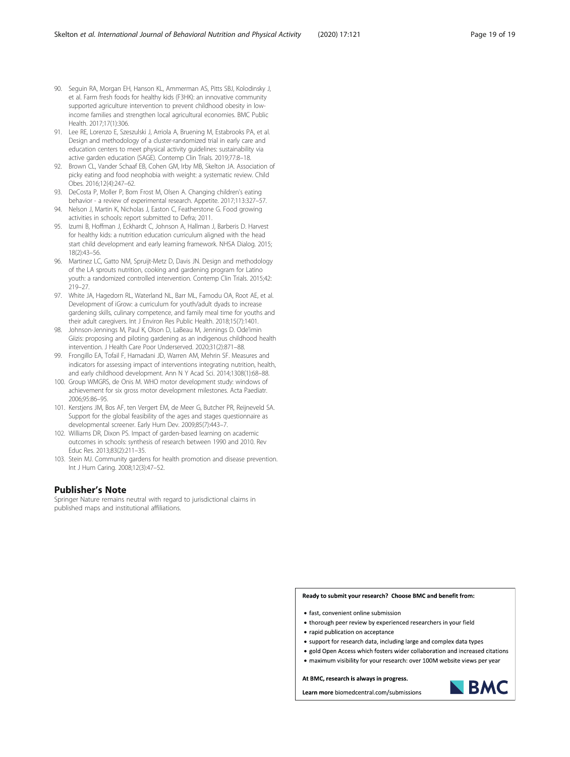90. Seguin RA, Morgan EH, Hanson KL, Ammerman AS, Pitts SBJ, Kolodinsky J, et al. Farm fresh foods for healthy kids (F3HK): an innovative community supported agriculture intervention to prevent childhood obesity in low-income families and strengthen local agricultural economies. BMC Public Health. 2017;17(1):306.
91. Lee RE, Lorenzo E, Szeszulski J, Arriola A, Bruening M, Estabrooks PA, et al. Design and methodology of a cluster-randomized trial in early care and education centers to meet physical activity guidelines: sustainability via active garden education (SAGE). Contemp Clin Trials. 2019;77:8–18.
92. Brown CL, Vander Schaaf EB, Cohen GM, Irby MB, Skelton JA. Association of picky eating and food neophobia with weight: a systematic review. Child Obes. 2016;12(4):247–62.
93. DeCosta P, Moller P, Bom Frost M, Olsen A. Changing children's eating behavior - a review of experimental research. Appetite. 2017;113:327–57.
94. Nelson J, Martin K, Nicholas J, Easton C, Featherstone G. Food growing activities in schools: report submitted to Defra; 2011.
95. Izumi B, Hoffman J, Eckhardt C, Johnson A, Hallman J, Barberis D. Harvest for healthy kids: a nutrition education curriculum aligned with the head start child development and early learning framework. NHSA Dialog. 2015; 18(2):43–56.
96. Martinez LC, Gatto NM, Spruijt-Metz D, Davis JN. Design and methodology of the LA sprouts nutrition, cooking and gardening program for Latino youth: a randomized controlled intervention. Contemp Clin Trials. 2015;42: 219–27.
97. White JA, Hagedorn RL, Waterland NL, Barr ML, Famodu OA, Root AE, et al. Development of iGrow: a curriculum for youth/adult dyads to increase gardening skills, culinary competence, and family meal time for youths and their adult caregivers. Int J Environ Res Public Health. 2018;15(7):1401.
98. Johnson-Jennings M, Paul K, Olson D, LaBeau M, Jennings D. Ode'imin Giizis: proposing and piloting gardening as an indigenous childhood health intervention. J Health Care Poor Underserved. 2020;31(2):871–88.
99. Frongillo EA, Tofail F, Hamadani JD, Warren AM, Mehrin SF. Measures and indicators for assessing impact of interventions integrating nutrition, health, and early childhood development. Ann N Y Acad Sci. 2014;1308(1):68–88.
100. Group WMGRS, de Onis M. WHO motor development study: windows of achievement for six gross motor development milestones. Acta Paediatr. 2006;95:86–95.
101. Kerstjens JM, Bos AF, ten Vergert EM, de Meer G, Butcher PR, Reijneveld SA. Support for the global feasibility of the ages and stages questionnaire as developmental screener. Early Hum Dev. 2009;85(7):443–7.
102. Williams DR, Dixon PS. Impact of garden-based learning on academic outcomes in schools: synthesis of research between 1990 and 2010. Rev Educ Res. 2013;83(2):211–35.
103. Stein MJ. Community gardens for health promotion and disease prevention. Int J Hum Caring. 2008;12(3):47–52.

## Publisher's Note

Springer Nature remains neutral with regard to jurisdictional claims in published maps and institutional affiliations.

**Ready to submit your research? Choose BMC and benefit from:**

- fast, convenient online submission
- thorough peer review by experienced researchers in your field
- rapid publication on acceptance
- support for research data, including large and complex data types
- gold Open Access which fosters wider collaboration and increased citations
- maximum visibility for your research: over 100M website views per year

**At BMC, research is always in progress.**

**Learn more** biomedcentral.com/submissions

BMC